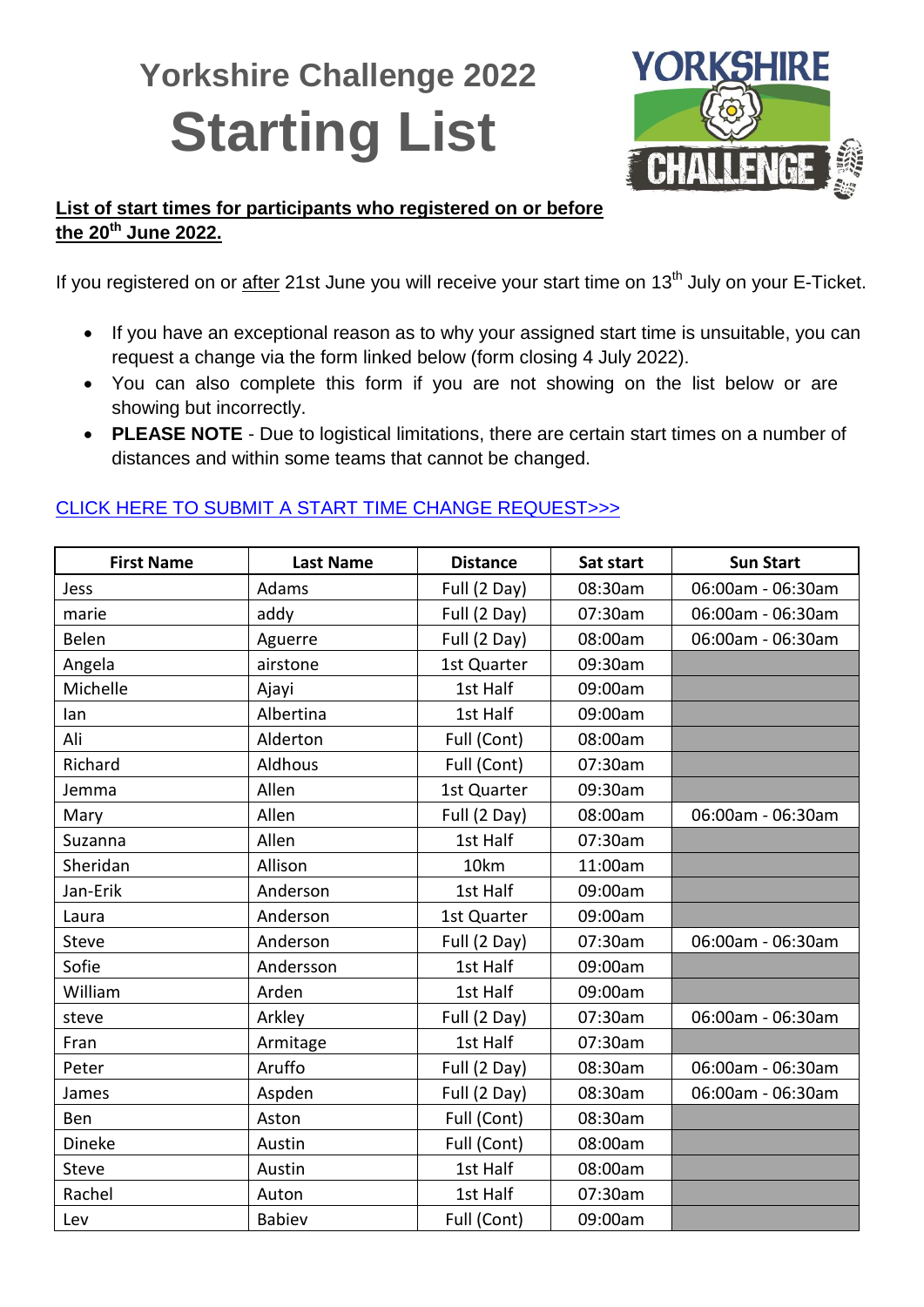# Yorkshire Challenge 2022

# Starting List

**List of start times for participants who registered on or before the 20th June 2022.**

If you registered on or after 21st June you will receive your start time on 13th July on your E-Ticket.

- If you have an exceptional reason as to why your assigned start time is unsuitable, you can request a change via the form linked below (form closing 4 July 2022).
- You can also complete this form if you are not showing on the list below or are showing but incorrectly.
- **PLEASE NOTE** - Due to logistical limitations, there are certain start times on a number of distances and within some teams that cannot be changed.

CLICK HERE TO SUBMIT A START TIME CHANGE REQUEST>>>

| First Name | Last Name | Distance | Sat start | Sun Start |
|---|---|---|---|---|
| Jess | Adams | Full (2 Day) | 08:30am | 06:00am - 06:30am |
| marie | addy | Full (2 Day) | 07:30am | 06:00am - 06:30am |
| Belen | Aguerre | Full (2 Day) | 08:00am | 06:00am - 06:30am |
| Angela | airstone | 1st Quarter | 09:30am | |
| Michelle | Ajayi | 1st Half | 09:00am | |
| Ian | Albertina | 1st Half | 09:00am | |
| Ali | Alderton | Full (Cont) | 08:00am | |
| Richard | Aldhous | Full (Cont) | 07:30am | |
| Jemma | Allen | 1st Quarter | 09:30am | |
| Mary | Allen | Full (2 Day) | 08:00am | 06:00am - 06:30am |
| Suzanna | Allen | 1st Half | 07:30am | |
| Sheridan | Allison | 10km | 11:00am | |
| Jan-Erik | Anderson | 1st Half | 09:00am | |
| Laura | Anderson | 1st Quarter | 09:00am | |
| Steve | Anderson | Full (2 Day) | 07:30am | 06:00am - 06:30am |
| Sofie | Andersson | 1st Half | 09:00am | |
| William | Arden | 1st Half | 09:00am | |
| steve | Arkley | Full (2 Day) | 07:30am | 06:00am - 06:30am |
| Fran | Armitage | 1st Half | 07:30am | |
| Peter | Aruffo | Full (2 Day) | 08:30am | 06:00am - 06:30am |
| James | Aspden | Full (2 Day) | 08:30am | 06:00am - 06:30am |
| Ben | Aston | Full (Cont) | 08:30am | |
| Dineke | Austin | Full (Cont) | 08:00am | |
| Steve | Austin | 1st Half | 08:00am | |
| Rachel | Auton | 1st Half | 07:30am | |
| Lev | Babiev | Full (Cont) | 09:00am | |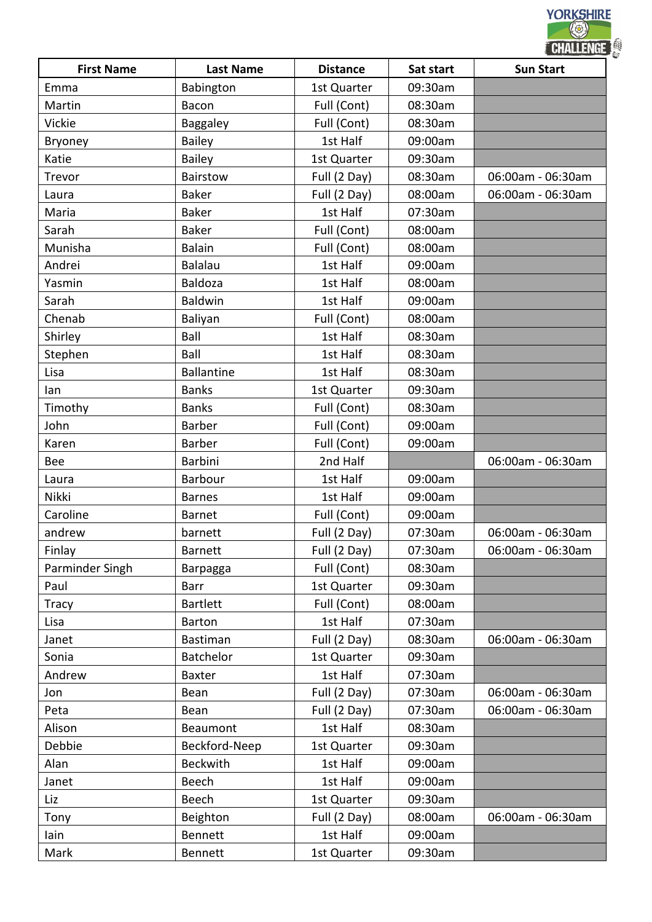| First Name | Last Name | Distance | Sat start | Sun Start |
|---|---|---|---|---|
| Emma | Babington | 1st Quarter | 09:30am | |
| Martin | Bacon | Full (Cont) | 08:30am | |
| Vickie | Baggaley | Full (Cont) | 08:30am | |
| Bryoney | Bailey | 1st Half | 09:00am | |
| Katie | Bailey | 1st Quarter | 09:30am | |
| Trevor | Bairstow | Full (2 Day) | 08:30am | 06:00am - 06:30am |
| Laura | Baker | Full (2 Day) | 08:00am | 06:00am - 06:30am |
| Maria | Baker | 1st Half | 07:30am | |
| Sarah | Baker | Full (Cont) | 08:00am | |
| Munisha | Balain | Full (Cont) | 08:00am | |
| Andrei | Balalau | 1st Half | 09:00am | |
| Yasmin | Baldoza | 1st Half | 08:00am | |
| Sarah | Baldwin | 1st Half | 09:00am | |
| Chenab | Baliyan | Full (Cont) | 08:00am | |
| Shirley | Ball | 1st Half | 08:30am | |
| Stephen | Ball | 1st Half | 08:30am | |
| Lisa | Ballantine | 1st Half | 08:30am | |
| Ian | Banks | 1st Quarter | 09:30am | |
| Timothy | Banks | Full (Cont) | 08:30am | |
| John | Barber | Full (Cont) | 09:00am | |
| Karen | Barber | Full (Cont) | 09:00am | |
| Bee | Barbini | 2nd Half | | 06:00am - 06:30am |
| Laura | Barbour | 1st Half | 09:00am | |
| Nikki | Barnes | 1st Half | 09:00am | |
| Caroline | Barnet | Full (Cont) | 09:00am | |
| andrew | barnett | Full (2 Day) | 07:30am | 06:00am - 06:30am |
| Finlay | Barnett | Full (2 Day) | 07:30am | 06:00am - 06:30am |
| Parminder Singh | Barpagga | Full (Cont) | 08:30am | |
| Paul | Barr | 1st Quarter | 09:30am | |
| Tracy | Bartlett | Full (Cont) | 08:00am | |
| Lisa | Barton | 1st Half | 07:30am | |
| Janet | Bastiman | Full (2 Day) | 08:30am | 06:00am - 06:30am |
| Sonia | Batchelor | 1st Quarter | 09:30am | |
| Andrew | Baxter | 1st Half | 07:30am | |
| Jon | Bean | Full (2 Day) | 07:30am | 06:00am - 06:30am |
| Peta | Bean | Full (2 Day) | 07:30am | 06:00am - 06:30am |
| Alison | Beaumont | 1st Half | 08:30am | |
| Debbie | Beckford-Neep | 1st Quarter | 09:30am | |
| Alan | Beckwith | 1st Half | 09:00am | |
| Janet | Beech | 1st Half | 09:00am | |
| Liz | Beech | 1st Quarter | 09:30am | |
| Tony | Beighton | Full (2 Day) | 08:00am | 06:00am - 06:30am |
| Iain | Bennett | 1st Half | 09:00am | |
| Mark | Bennett | 1st Quarter | 09:30am | |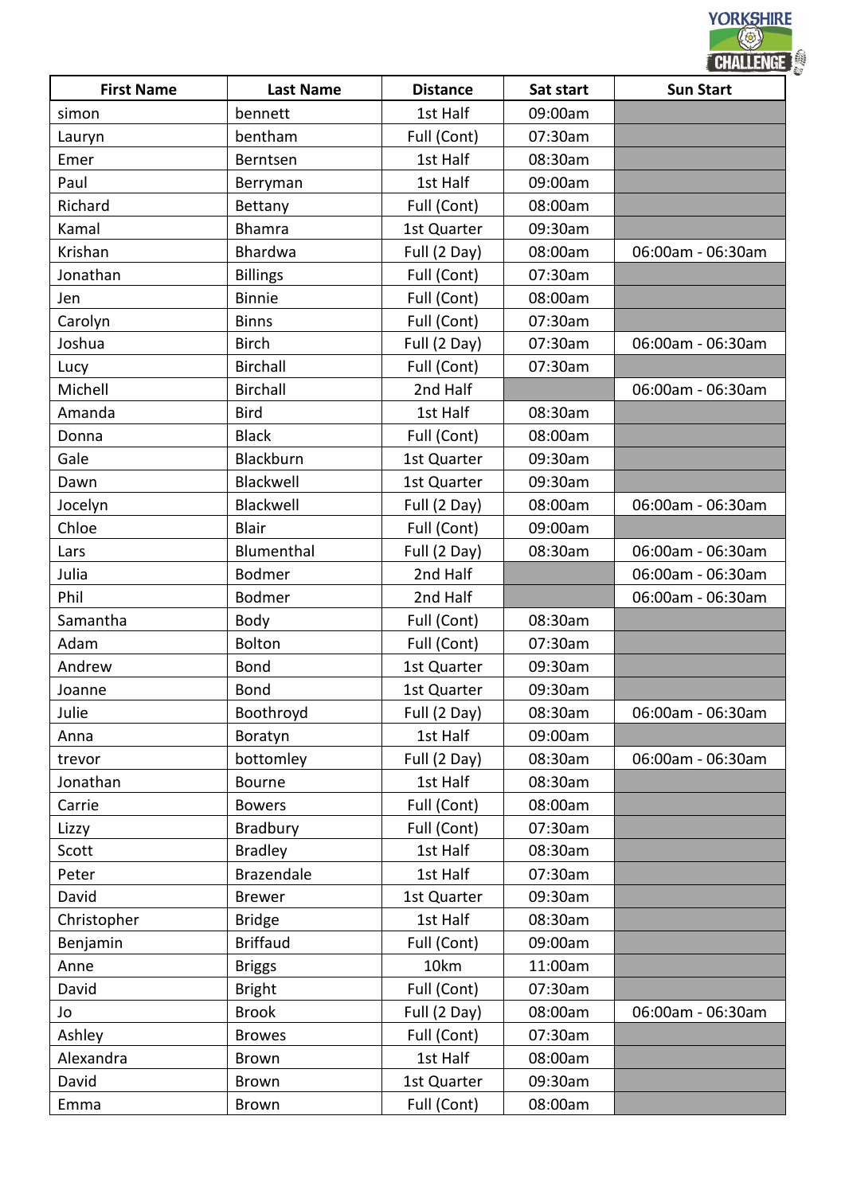| First Name | Last Name | Distance | Sat start | Sun Start |
|---|---|---|---|---|
| simon | bennett | 1st Half | 09:00am | |
| Lauryn | bentham | Full (Cont) | 07:30am | |
| Emer | Berntsen | 1st Half | 08:30am | |
| Paul | Berryman | 1st Half | 09:00am | |
| Richard | Bettany | Full (Cont) | 08:00am | |
| Kamal | Bhamra | 1st Quarter | 09:30am | |
| Krishan | Bhardwa | Full (2 Day) | 08:00am | 06:00am - 06:30am |
| Jonathan | Billings | Full (Cont) | 07:30am | |
| Jen | Binnie | Full (Cont) | 08:00am | |
| Carolyn | Binns | Full (Cont) | 07:30am | |
| Joshua | Birch | Full (2 Day) | 07:30am | 06:00am - 06:30am |
| Lucy | Birchall | Full (Cont) | 07:30am | |
| Michell | Birchall | 2nd Half | | 06:00am - 06:30am |
| Amanda | Bird | 1st Half | 08:30am | |
| Donna | Black | Full (Cont) | 08:00am | |
| Gale | Blackburn | 1st Quarter | 09:30am | |
| Dawn | Blackwell | 1st Quarter | 09:30am | |
| Jocelyn | Blackwell | Full (2 Day) | 08:00am | 06:00am - 06:30am |
| Chloe | Blair | Full (Cont) | 09:00am | |
| Lars | Blumenthal | Full (2 Day) | 08:30am | 06:00am - 06:30am |
| Julia | Bodmer | 2nd Half | | 06:00am - 06:30am |
| Phil | Bodmer | 2nd Half | | 06:00am - 06:30am |
| Samantha | Body | Full (Cont) | 08:30am | |
| Adam | Bolton | Full (Cont) | 07:30am | |
| Andrew | Bond | 1st Quarter | 09:30am | |
| Joanne | Bond | 1st Quarter | 09:30am | |
| Julie | Boothroyd | Full (2 Day) | 08:30am | 06:00am - 06:30am |
| Anna | Boratyn | 1st Half | 09:00am | |
| trevor | bottomley | Full (2 Day) | 08:30am | 06:00am - 06:30am |
| Jonathan | Bourne | 1st Half | 08:30am | |
| Carrie | Bowers | Full (Cont) | 08:00am | |
| Lizzy | Bradbury | Full (Cont) | 07:30am | |
| Scott | Bradley | 1st Half | 08:30am | |
| Peter | Brazendale | 1st Half | 07:30am | |
| David | Brewer | 1st Quarter | 09:30am | |
| Christopher | Bridge | 1st Half | 08:30am | |
| Benjamin | Briffaud | Full (Cont) | 09:00am | |
| Anne | Briggs | 10km | 11:00am | |
| David | Bright | Full (Cont) | 07:30am | |
| Jo | Brook | Full (2 Day) | 08:00am | 06:00am - 06:30am |
| Ashley | Browes | Full (Cont) | 07:30am | |
| Alexandra | Brown | 1st Half | 08:00am | |
| David | Brown | 1st Quarter | 09:30am | |
| Emma | Brown | Full (Cont) | 08:00am | |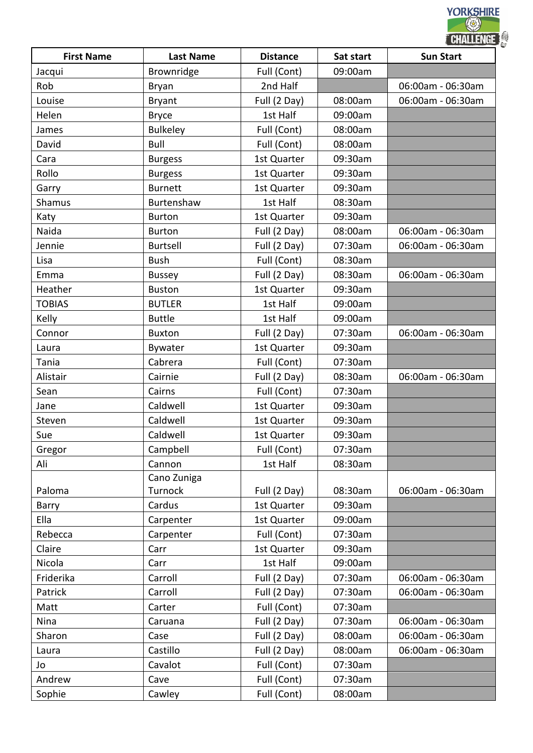| First Name | Last Name | Distance | Sat start | Sun Start |
| --- | --- | --- | --- | --- |
| Jacqui | Brownridge | Full (Cont) | 09:00am | |
| Rob | Bryan | 2nd Half | | 06:00am - 06:30am |
| Louise | Bryant | Full (2 Day) | 08:00am | 06:00am - 06:30am |
| Helen | Bryce | 1st Half | 09:00am | |
| James | Bulkeley | Full (Cont) | 08:00am | |
| David | Bull | Full (Cont) | 08:00am | |
| Cara | Burgess | 1st Quarter | 09:30am | |
| Rollo | Burgess | 1st Quarter | 09:30am | |
| Garry | Burnett | 1st Quarter | 09:30am | |
| Shamus | Burtenshaw | 1st Half | 08:30am | |
| Katy | Burton | 1st Quarter | 09:30am | |
| Naida | Burton | Full (2 Day) | 08:00am | 06:00am - 06:30am |
| Jennie | Burtsell | Full (2 Day) | 07:30am | 06:00am - 06:30am |
| Lisa | Bush | Full (Cont) | 08:30am | |
| Emma | Bussey | Full (2 Day) | 08:30am | 06:00am - 06:30am |
| Heather | Buston | 1st Quarter | 09:30am | |
| TOBIAS | BUTLER | 1st Half | 09:00am | |
| Kelly | Buttle | 1st Half | 09:00am | |
| Connor | Buxton | Full (2 Day) | 07:30am | 06:00am - 06:30am |
| Laura | Bywater | 1st Quarter | 09:30am | |
| Tania | Cabrera | Full (Cont) | 07:30am | |
| Alistair | Cairnie | Full (2 Day) | 08:30am | 06:00am - 06:30am |
| Sean | Cairns | Full (Cont) | 07:30am | |
| Jane | Caldwell | 1st Quarter | 09:30am | |
| Steven | Caldwell | 1st Quarter | 09:30am | |
| Sue | Caldwell | 1st Quarter | 09:30am | |
| Gregor | Campbell | Full (Cont) | 07:30am | |
| Ali | Cannon | 1st Half | 08:30am | |
| Paloma | Cano Zuniga Turnock | Full (2 Day) | 08:30am | 06:00am - 06:30am |
| Barry | Cardus | 1st Quarter | 09:30am | |
| Ella | Carpenter | 1st Quarter | 09:00am | |
| Rebecca | Carpenter | Full (Cont) | 07:30am | |
| Claire | Carr | 1st Quarter | 09:30am | |
| Nicola | Carr | 1st Half | 09:00am | |
| Friderika | Carroll | Full (2 Day) | 07:30am | 06:00am - 06:30am |
| Patrick | Carroll | Full (2 Day) | 07:30am | 06:00am - 06:30am |
| Matt | Carter | Full (Cont) | 07:30am | |
| Nina | Caruana | Full (2 Day) | 07:30am | 06:00am - 06:30am |
| Sharon | Case | Full (2 Day) | 08:00am | 06:00am - 06:30am |
| Laura | Castillo | Full (2 Day) | 08:00am | 06:00am - 06:30am |
| Jo | Cavalot | Full (Cont) | 07:30am | |
| Andrew | Cave | Full (Cont) | 07:30am | |
| Sophie | Cawley | Full (Cont) | 08:00am | |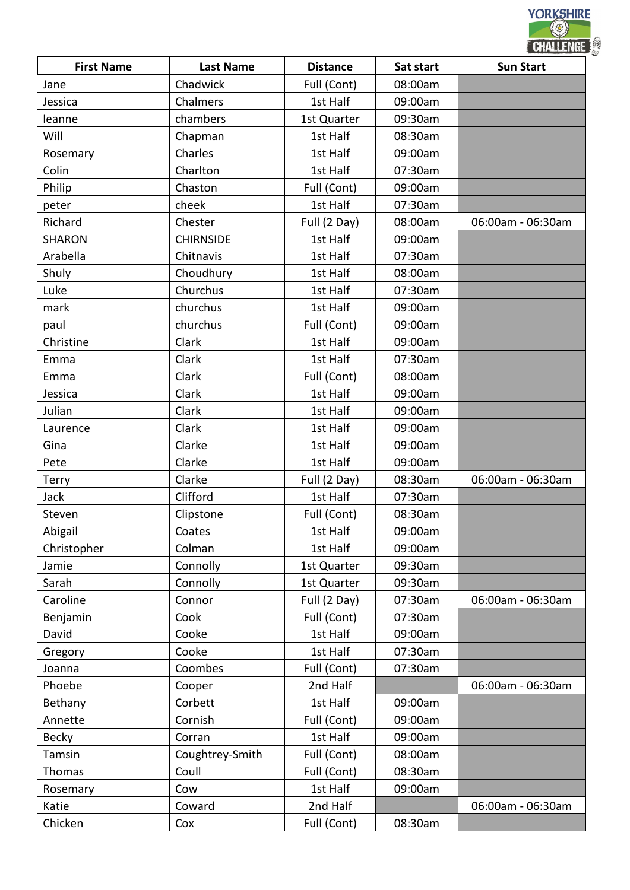| First Name | Last Name | Distance | Sat start | Sun Start |
| --- | --- | --- | --- | --- |
| Jane | Chadwick | Full (Cont) | 08:00am | |
| Jessica | Chalmers | 1st Half | 09:00am | |
| leanne | chambers | 1st Quarter | 09:30am | |
| Will | Chapman | 1st Half | 08:30am | |
| Rosemary | Charles | 1st Half | 09:00am | |
| Colin | Charlton | 1st Half | 07:30am | |
| Philip | Chaston | Full (Cont) | 09:00am | |
| peter | cheek | 1st Half | 07:30am | |
| Richard | Chester | Full (2 Day) | 08:00am | 06:00am - 06:30am |
| SHARON | CHIRNSIDE | 1st Half | 09:00am | |
| Arabella | Chitnavis | 1st Half | 07:30am | |
| Shuly | Choudhury | 1st Half | 08:00am | |
| Luke | Churchus | 1st Half | 07:30am | |
| mark | churchus | 1st Half | 09:00am | |
| paul | churchus | Full (Cont) | 09:00am | |
| Christine | Clark | 1st Half | 09:00am | |
| Emma | Clark | 1st Half | 07:30am | |
| Emma | Clark | Full (Cont) | 08:00am | |
| Jessica | Clark | 1st Half | 09:00am | |
| Julian | Clark | 1st Half | 09:00am | |
| Laurence | Clark | 1st Half | 09:00am | |
| Gina | Clarke | 1st Half | 09:00am | |
| Pete | Clarke | 1st Half | 09:00am | |
| Terry | Clarke | Full (2 Day) | 08:30am | 06:00am - 06:30am |
| Jack | Clifford | 1st Half | 07:30am | |
| Steven | Clipstone | Full (Cont) | 08:30am | |
| Abigail | Coates | 1st Half | 09:00am | |
| Christopher | Colman | 1st Half | 09:00am | |
| Jamie | Connolly | 1st Quarter | 09:30am | |
| Sarah | Connolly | 1st Quarter | 09:30am | |
| Caroline | Connor | Full (2 Day) | 07:30am | 06:00am - 06:30am |
| Benjamin | Cook | Full (Cont) | 07:30am | |
| David | Cooke | 1st Half | 09:00am | |
| Gregory | Cooke | 1st Half | 07:30am | |
| Joanna | Coombes | Full (Cont) | 07:30am | |
| Phoebe | Cooper | 2nd Half | | 06:00am - 06:30am |
| Bethany | Corbett | 1st Half | 09:00am | |
| Annette | Cornish | Full (Cont) | 09:00am | |
| Becky | Corran | 1st Half | 09:00am | |
| Tamsin | Coughtrey-Smith | Full (Cont) | 08:00am | |
| Thomas | Coull | Full (Cont) | 08:30am | |
| Rosemary | Cow | 1st Half | 09:00am | |
| Katie | Coward | 2nd Half | | 06:00am - 06:30am |
| Chicken | Cox | Full (Cont) | 08:30am | |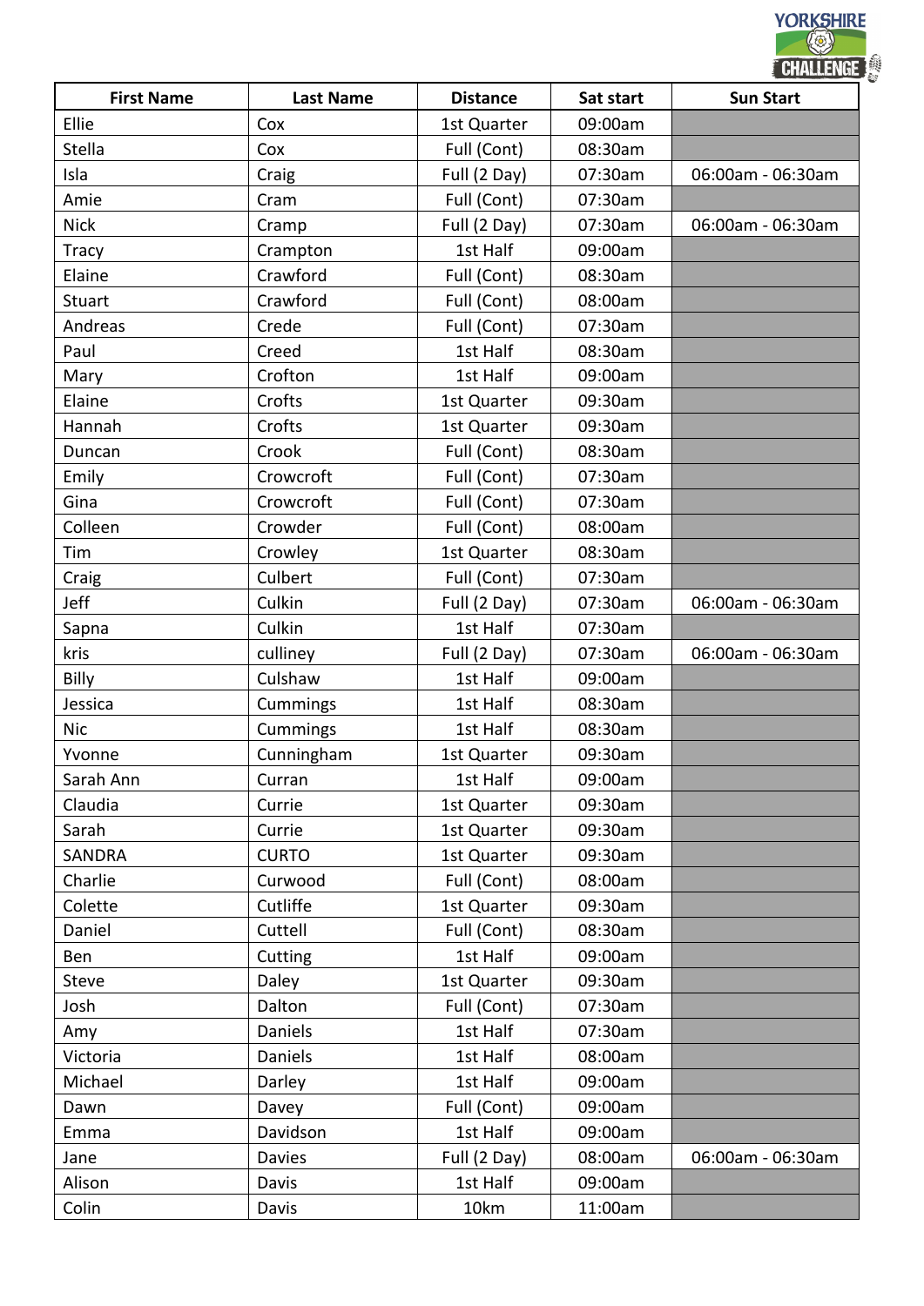| First Name | Last Name | Distance | Sat start | Sun Start |
|---|---|---|---|---|
| Ellie | Cox | 1st Quarter | 09:00am | |
| Stella | Cox | Full (Cont) | 08:30am | |
| Isla | Craig | Full (2 Day) | 07:30am | 06:00am - 06:30am |
| Amie | Cram | Full (Cont) | 07:30am | |
| Nick | Cramp | Full (2 Day) | 07:30am | 06:00am - 06:30am |
| Tracy | Crampton | 1st Half | 09:00am | |
| Elaine | Crawford | Full (Cont) | 08:30am | |
| Stuart | Crawford | Full (Cont) | 08:00am | |
| Andreas | Crede | Full (Cont) | 07:30am | |
| Paul | Creed | 1st Half | 08:30am | |
| Mary | Crofton | 1st Half | 09:00am | |
| Elaine | Crofts | 1st Quarter | 09:30am | |
| Hannah | Crofts | 1st Quarter | 09:30am | |
| Duncan | Crook | Full (Cont) | 08:30am | |
| Emily | Crowcroft | Full (Cont) | 07:30am | |
| Gina | Crowcroft | Full (Cont) | 07:30am | |
| Colleen | Crowder | Full (Cont) | 08:00am | |
| Tim | Crowley | 1st Quarter | 08:30am | |
| Craig | Culbert | Full (Cont) | 07:30am | |
| Jeff | Culkin | Full (2 Day) | 07:30am | 06:00am - 06:30am |
| Sapna | Culkin | 1st Half | 07:30am | |
| kris | culliney | Full (2 Day) | 07:30am | 06:00am - 06:30am |
| Billy | Culshaw | 1st Half | 09:00am | |
| Jessica | Cummings | 1st Half | 08:30am | |
| Nic | Cummings | 1st Half | 08:30am | |
| Yvonne | Cunningham | 1st Quarter | 09:30am | |
| Sarah Ann | Curran | 1st Half | 09:00am | |
| Claudia | Currie | 1st Quarter | 09:30am | |
| Sarah | Currie | 1st Quarter | 09:30am | |
| SANDRA | CURTO | 1st Quarter | 09:30am | |
| Charlie | Curwood | Full (Cont) | 08:00am | |
| Colette | Cutliffe | 1st Quarter | 09:30am | |
| Daniel | Cuttell | Full (Cont) | 08:30am | |
| Ben | Cutting | 1st Half | 09:00am | |
| Steve | Daley | 1st Quarter | 09:30am | |
| Josh | Dalton | Full (Cont) | 07:30am | |
| Amy | Daniels | 1st Half | 07:30am | |
| Victoria | Daniels | 1st Half | 08:00am | |
| Michael | Darley | 1st Half | 09:00am | |
| Dawn | Davey | Full (Cont) | 09:00am | |
| Emma | Davidson | 1st Half | 09:00am | |
| Jane | Davies | Full (2 Day) | 08:00am | 06:00am - 06:30am |
| Alison | Davis | 1st Half | 09:00am | |
| Colin | Davis | 10km | 11:00am | |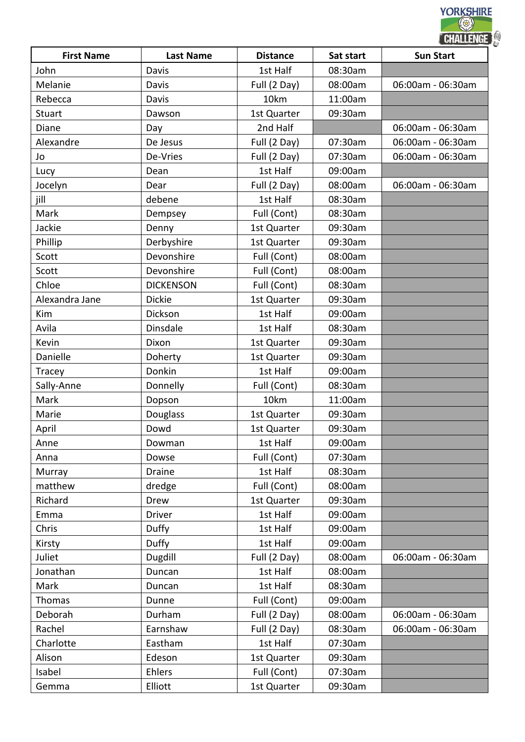| First Name | Last Name | Distance | Sat start | Sun Start |
| --- | --- | --- | --- | --- |
| John | Davis | 1st Half | 08:30am | |
| Melanie | Davis | Full (2 Day) | 08:00am | 06:00am - 06:30am |
| Rebecca | Davis | 10km | 11:00am | |
| Stuart | Dawson | 1st Quarter | 09:30am | |
| Diane | Day | 2nd Half | | 06:00am - 06:30am |
| Alexandre | De Jesus | Full (2 Day) | 07:30am | 06:00am - 06:30am |
| Jo | De-Vries | Full (2 Day) | 07:30am | 06:00am - 06:30am |
| Lucy | Dean | 1st Half | 09:00am | |
| Jocelyn | Dear | Full (2 Day) | 08:00am | 06:00am - 06:30am |
| jill | debene | 1st Half | 08:30am | |
| Mark | Dempsey | Full (Cont) | 08:30am | |
| Jackie | Denny | 1st Quarter | 09:30am | |
| Phillip | Derbyshire | 1st Quarter | 09:30am | |
| Scott | Devonshire | Full (Cont) | 08:00am | |
| Scott | Devonshire | Full (Cont) | 08:00am | |
| Chloe | DICKENSON | Full (Cont) | 08:30am | |
| Alexandra Jane | Dickie | 1st Quarter | 09:30am | |
| Kim | Dickson | 1st Half | 09:00am | |
| Avila | Dinsdale | 1st Half | 08:30am | |
| Kevin | Dixon | 1st Quarter | 09:30am | |
| Danielle | Doherty | 1st Quarter | 09:30am | |
| Tracey | Donkin | 1st Half | 09:00am | |
| Sally-Anne | Donnelly | Full (Cont) | 08:30am | |
| Mark | Dopson | 10km | 11:00am | |
| Marie | Douglass | 1st Quarter | 09:30am | |
| April | Dowd | 1st Quarter | 09:30am | |
| Anne | Dowman | 1st Half | 09:00am | |
| Anna | Dowse | Full (Cont) | 07:30am | |
| Murray | Draine | 1st Half | 08:30am | |
| matthew | dredge | Full (Cont) | 08:00am | |
| Richard | Drew | 1st Quarter | 09:30am | |
| Emma | Driver | 1st Half | 09:00am | |
| Chris | Duffy | 1st Half | 09:00am | |
| Kirsty | Duffy | 1st Half | 09:00am | |
| Juliet | Dugdill | Full (2 Day) | 08:00am | 06:00am - 06:30am |
| Jonathan | Duncan | 1st Half | 08:00am | |
| Mark | Duncan | 1st Half | 08:30am | |
| Thomas | Dunne | Full (Cont) | 09:00am | |
| Deborah | Durham | Full (2 Day) | 08:00am | 06:00am - 06:30am |
| Rachel | Earnshaw | Full (2 Day) | 08:30am | 06:00am - 06:30am |
| Charlotte | Eastham | 1st Half | 07:30am | |
| Alison | Edeson | 1st Quarter | 09:30am | |
| Isabel | Ehlers | Full (Cont) | 07:30am | |
| Gemma | Elliott | 1st Quarter | 09:30am | |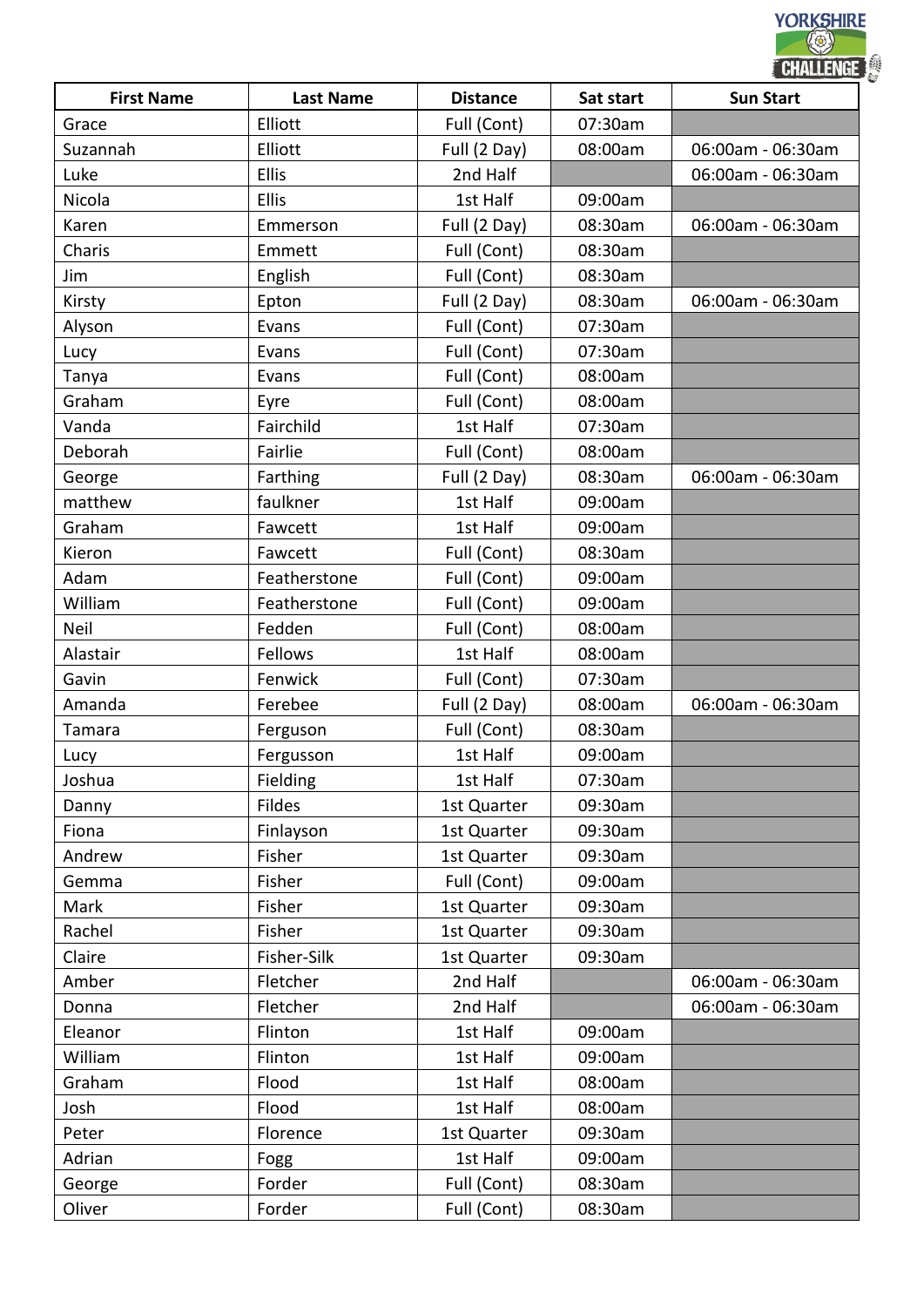| First Name | Last Name | Distance | Sat start | Sun Start |
| --- | --- | --- | --- | --- |
| Grace | Elliott | Full (Cont) | 07:30am | |
| Suzannah | Elliott | Full (2 Day) | 08:00am | 06:00am - 06:30am |
| Luke | Ellis | 2nd Half | | 06:00am - 06:30am |
| Nicola | Ellis | 1st Half | 09:00am | |
| Karen | Emmerson | Full (2 Day) | 08:30am | 06:00am - 06:30am |
| Charis | Emmett | Full (Cont) | 08:30am | |
| Jim | English | Full (Cont) | 08:30am | |
| Kirsty | Epton | Full (2 Day) | 08:30am | 06:00am - 06:30am |
| Alyson | Evans | Full (Cont) | 07:30am | |
| Lucy | Evans | Full (Cont) | 07:30am | |
| Tanya | Evans | Full (Cont) | 08:00am | |
| Graham | Eyre | Full (Cont) | 08:00am | |
| Vanda | Fairchild | 1st Half | 07:30am | |
| Deborah | Fairlie | Full (Cont) | 08:00am | |
| George | Farthing | Full (2 Day) | 08:30am | 06:00am - 06:30am |
| matthew | faulkner | 1st Half | 09:00am | |
| Graham | Fawcett | 1st Half | 09:00am | |
| Kieron | Fawcett | Full (Cont) | 08:30am | |
| Adam | Featherstone | Full (Cont) | 09:00am | |
| William | Featherstone | Full (Cont) | 09:00am | |
| Neil | Fedden | Full (Cont) | 08:00am | |
| Alastair | Fellows | 1st Half | 08:00am | |
| Gavin | Fenwick | Full (Cont) | 07:30am | |
| Amanda | Ferebee | Full (2 Day) | 08:00am | 06:00am - 06:30am |
| Tamara | Ferguson | Full (Cont) | 08:30am | |
| Lucy | Fergusson | 1st Half | 09:00am | |
| Joshua | Fielding | 1st Half | 07:30am | |
| Danny | Fildes | 1st Quarter | 09:30am | |
| Fiona | Finlayson | 1st Quarter | 09:30am | |
| Andrew | Fisher | 1st Quarter | 09:30am | |
| Gemma | Fisher | Full (Cont) | 09:00am | |
| Mark | Fisher | 1st Quarter | 09:30am | |
| Rachel | Fisher | 1st Quarter | 09:30am | |
| Claire | Fisher-Silk | 1st Quarter | 09:30am | |
| Amber | Fletcher | 2nd Half | | 06:00am - 06:30am |
| Donna | Fletcher | 2nd Half | | 06:00am - 06:30am |
| Eleanor | Flinton | 1st Half | 09:00am | |
| William | Flinton | 1st Half | 09:00am | |
| Graham | Flood | 1st Half | 08:00am | |
| Josh | Flood | 1st Half | 08:00am | |
| Peter | Florence | 1st Quarter | 09:30am | |
| Adrian | Fogg | 1st Half | 09:00am | |
| George | Forder | Full (Cont) | 08:30am | |
| Oliver | Forder | Full (Cont) | 08:30am | |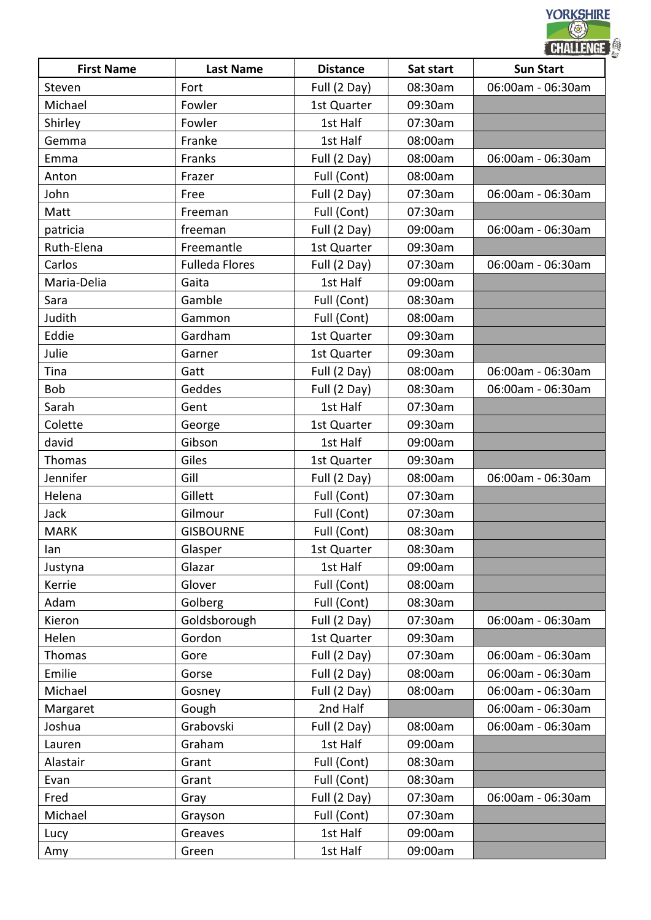| First Name | Last Name | Distance | Sat start | Sun Start |
|---|---|---|---|---|
| Steven | Fort | Full (2 Day) | 08:30am | 06:00am - 06:30am |
| Michael | Fowler | 1st Quarter | 09:30am | |
| Shirley | Fowler | 1st Half | 07:30am | |
| Gemma | Franke | 1st Half | 08:00am | |
| Emma | Franks | Full (2 Day) | 08:00am | 06:00am - 06:30am |
| Anton | Frazer | Full (Cont) | 08:00am | |
| John | Free | Full (2 Day) | 07:30am | 06:00am - 06:30am |
| Matt | Freeman | Full (Cont) | 07:30am | |
| patricia | freeman | Full (2 Day) | 09:00am | 06:00am - 06:30am |
| Ruth-Elena | Freemantle | 1st Quarter | 09:30am | |
| Carlos | Fulleda Flores | Full (2 Day) | 07:30am | 06:00am - 06:30am |
| Maria-Delia | Gaita | 1st Half | 09:00am | |
| Sara | Gamble | Full (Cont) | 08:30am | |
| Judith | Gammon | Full (Cont) | 08:00am | |
| Eddie | Gardham | 1st Quarter | 09:30am | |
| Julie | Garner | 1st Quarter | 09:30am | |
| Tina | Gatt | Full (2 Day) | 08:00am | 06:00am - 06:30am |
| Bob | Geddes | Full (2 Day) | 08:30am | 06:00am - 06:30am |
| Sarah | Gent | 1st Half | 07:30am | |
| Colette | George | 1st Quarter | 09:30am | |
| david | Gibson | 1st Half | 09:00am | |
| Thomas | Giles | 1st Quarter | 09:30am | |
| Jennifer | Gill | Full (2 Day) | 08:00am | 06:00am - 06:30am |
| Helena | Gillett | Full (Cont) | 07:30am | |
| Jack | Gilmour | Full (Cont) | 07:30am | |
| MARK | GISBOURNE | Full (Cont) | 08:30am | |
| Ian | Glasper | 1st Quarter | 08:30am | |
| Justyna | Glazar | 1st Half | 09:00am | |
| Kerrie | Glover | Full (Cont) | 08:00am | |
| Adam | Golberg | Full (Cont) | 08:30am | |
| Kieron | Goldsborough | Full (2 Day) | 07:30am | 06:00am - 06:30am |
| Helen | Gordon | 1st Quarter | 09:30am | |
| Thomas | Gore | Full (2 Day) | 07:30am | 06:00am - 06:30am |
| Emilie | Gorse | Full (2 Day) | 08:00am | 06:00am - 06:30am |
| Michael | Gosney | Full (2 Day) | 08:00am | 06:00am - 06:30am |
| Margaret | Gough | 2nd Half | | 06:00am - 06:30am |
| Joshua | Grabovski | Full (2 Day) | 08:00am | 06:00am - 06:30am |
| Lauren | Graham | 1st Half | 09:00am | |
| Alastair | Grant | Full (Cont) | 08:30am | |
| Evan | Grant | Full (Cont) | 08:30am | |
| Fred | Gray | Full (2 Day) | 07:30am | 06:00am - 06:30am |
| Michael | Grayson | Full (Cont) | 07:30am | |
| Lucy | Greaves | 1st Half | 09:00am | |
| Amy | Green | 1st Half | 09:00am | |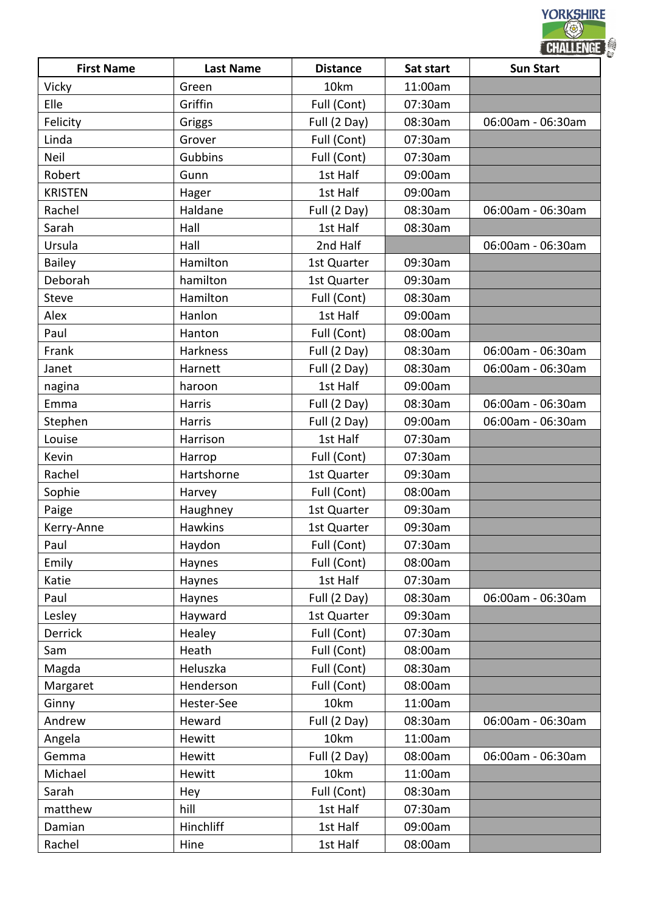| First Name | Last Name | Distance | Sat start | Sun Start |
|---|---|---|---|---|
| Vicky | Green | 10km | 11:00am | |
| Elle | Griffin | Full (Cont) | 07:30am | |
| Felicity | Griggs | Full (2 Day) | 08:30am | 06:00am - 06:30am |
| Linda | Grover | Full (Cont) | 07:30am | |
| Neil | Gubbins | Full (Cont) | 07:30am | |
| Robert | Gunn | 1st Half | 09:00am | |
| KRISTEN | Hager | 1st Half | 09:00am | |
| Rachel | Haldane | Full (2 Day) | 08:30am | 06:00am - 06:30am |
| Sarah | Hall | 1st Half | 08:30am | |
| Ursula | Hall | 2nd Half | | 06:00am - 06:30am |
| Bailey | Hamilton | 1st Quarter | 09:30am | |
| Deborah | hamilton | 1st Quarter | 09:30am | |
| Steve | Hamilton | Full (Cont) | 08:30am | |
| Alex | Hanlon | 1st Half | 09:00am | |
| Paul | Hanton | Full (Cont) | 08:00am | |
| Frank | Harkness | Full (2 Day) | 08:30am | 06:00am - 06:30am |
| Janet | Harnett | Full (2 Day) | 08:30am | 06:00am - 06:30am |
| nagina | haroon | 1st Half | 09:00am | |
| Emma | Harris | Full (2 Day) | 08:30am | 06:00am - 06:30am |
| Stephen | Harris | Full (2 Day) | 09:00am | 06:00am - 06:30am |
| Louise | Harrison | 1st Half | 07:30am | |
| Kevin | Harrop | Full (Cont) | 07:30am | |
| Rachel | Hartshorne | 1st Quarter | 09:30am | |
| Sophie | Harvey | Full (Cont) | 08:00am | |
| Paige | Haughney | 1st Quarter | 09:30am | |
| Kerry-Anne | Hawkins | 1st Quarter | 09:30am | |
| Paul | Haydon | Full (Cont) | 07:30am | |
| Emily | Haynes | Full (Cont) | 08:00am | |
| Katie | Haynes | 1st Half | 07:30am | |
| Paul | Haynes | Full (2 Day) | 08:30am | 06:00am - 06:30am |
| Lesley | Hayward | 1st Quarter | 09:30am | |
| Derrick | Healey | Full (Cont) | 07:30am | |
| Sam | Heath | Full (Cont) | 08:00am | |
| Magda | Heluszka | Full (Cont) | 08:30am | |
| Margaret | Henderson | Full (Cont) | 08:00am | |
| Ginny | Hester-See | 10km | 11:00am | |
| Andrew | Heward | Full (2 Day) | 08:30am | 06:00am - 06:30am |
| Angela | Hewitt | 10km | 11:00am | |
| Gemma | Hewitt | Full (2 Day) | 08:00am | 06:00am - 06:30am |
| Michael | Hewitt | 10km | 11:00am | |
| Sarah | Hey | Full (Cont) | 08:30am | |
| matthew | hill | 1st Half | 07:30am | |
| Damian | Hinchliff | 1st Half | 09:00am | |
| Rachel | Hine | 1st Half | 08:00am | |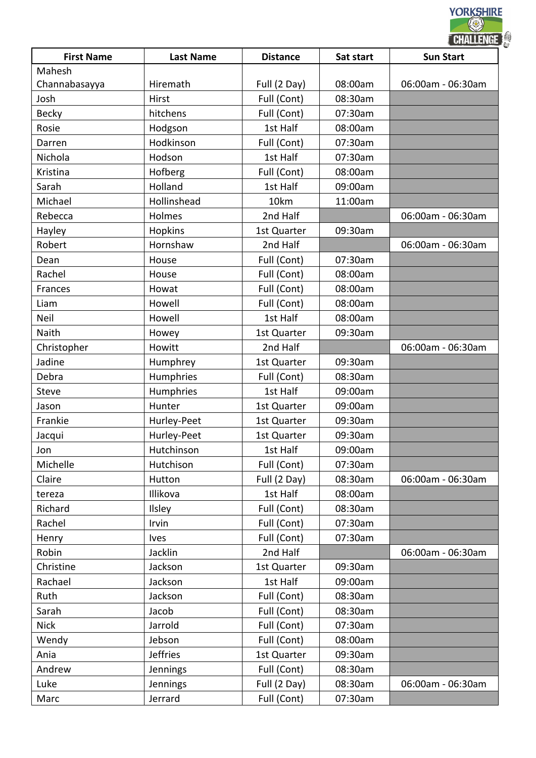| First Name | Last Name | Distance | Sat start | Sun Start |
| --- | --- | --- | --- | --- |
| Mahesh Channabasayya | Hiremath | Full (2 Day) | 08:00am | 06:00am - 06:30am |
| Josh | Hirst | Full (Cont) | 08:30am | |
| Becky | hitchens | Full (Cont) | 07:30am | |
| Rosie | Hodgson | 1st Half | 08:00am | |
| Darren | Hodkinson | Full (Cont) | 07:30am | |
| Nichola | Hodson | 1st Half | 07:30am | |
| Kristina | Hofberg | Full (Cont) | 08:00am | |
| Sarah | Holland | 1st Half | 09:00am | |
| Michael | Hollinshead | 10km | 11:00am | |
| Rebecca | Holmes | 2nd Half | | 06:00am - 06:30am |
| Hayley | Hopkins | 1st Quarter | 09:30am | |
| Robert | Hornshaw | 2nd Half | | 06:00am - 06:30am |
| Dean | House | Full (Cont) | 07:30am | |
| Rachel | House | Full (Cont) | 08:00am | |
| Frances | Howat | Full (Cont) | 08:00am | |
| Liam | Howell | Full (Cont) | 08:00am | |
| Neil | Howell | 1st Half | 08:00am | |
| Naith | Howey | 1st Quarter | 09:30am | |
| Christopher | Howitt | 2nd Half | | 06:00am - 06:30am |
| Jadine | Humphrey | 1st Quarter | 09:30am | |
| Debra | Humphries | Full (Cont) | 08:30am | |
| Steve | Humphries | 1st Half | 09:00am | |
| Jason | Hunter | 1st Quarter | 09:00am | |
| Frankie | Hurley-Peet | 1st Quarter | 09:30am | |
| Jacqui | Hurley-Peet | 1st Quarter | 09:30am | |
| Jon | Hutchinson | 1st Half | 09:00am | |
| Michelle | Hutchison | Full (Cont) | 07:30am | |
| Claire | Hutton | Full (2 Day) | 08:30am | 06:00am - 06:30am |
| tereza | Illikova | 1st Half | 08:00am | |
| Richard | Ilsley | Full (Cont) | 08:30am | |
| Rachel | Irvin | Full (Cont) | 07:30am | |
| Henry | Ives | Full (Cont) | 07:30am | |
| Robin | Jacklin | 2nd Half | | 06:00am - 06:30am |
| Christine | Jackson | 1st Quarter | 09:30am | |
| Rachael | Jackson | 1st Half | 09:00am | |
| Ruth | Jackson | Full (Cont) | 08:30am | |
| Sarah | Jacob | Full (Cont) | 08:30am | |
| Nick | Jarrold | Full (Cont) | 07:30am | |
| Wendy | Jebson | Full (Cont) | 08:00am | |
| Ania | Jeffries | 1st Quarter | 09:30am | |
| Andrew | Jennings | Full (Cont) | 08:30am | |
| Luke | Jennings | Full (2 Day) | 08:30am | 06:00am - 06:30am |
| Marc | Jerrard | Full (Cont) | 07:30am | |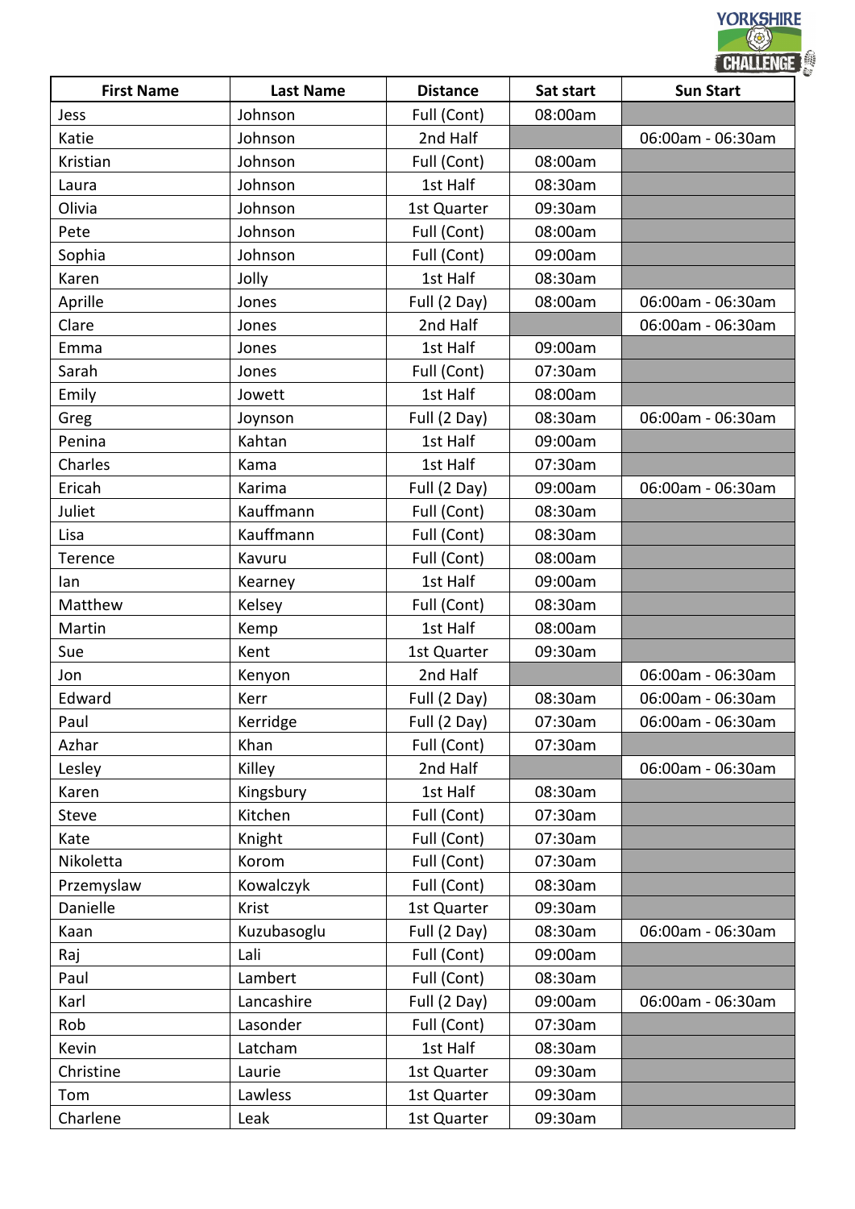| First Name | Last Name | Distance | Sat start | Sun Start |
| --- | --- | --- | --- | --- |
| Jess | Johnson | Full (Cont) | 08:00am | |
| Katie | Johnson | 2nd Half | | 06:00am - 06:30am |
| Kristian | Johnson | Full (Cont) | 08:00am | |
| Laura | Johnson | 1st Half | 08:30am | |
| Olivia | Johnson | 1st Quarter | 09:30am | |
| Pete | Johnson | Full (Cont) | 08:00am | |
| Sophia | Johnson | Full (Cont) | 09:00am | |
| Karen | Jolly | 1st Half | 08:30am | |
| Aprille | Jones | Full (2 Day) | 08:00am | 06:00am - 06:30am |
| Clare | Jones | 2nd Half | | 06:00am - 06:30am |
| Emma | Jones | 1st Half | 09:00am | |
| Sarah | Jones | Full (Cont) | 07:30am | |
| Emily | Jowett | 1st Half | 08:00am | |
| Greg | Joynson | Full (2 Day) | 08:30am | 06:00am - 06:30am |
| Penina | Kahtan | 1st Half | 09:00am | |
| Charles | Kama | 1st Half | 07:30am | |
| Ericah | Karima | Full (2 Day) | 09:00am | 06:00am - 06:30am |
| Juliet | Kauffmann | Full (Cont) | 08:30am | |
| Lisa | Kauffmann | Full (Cont) | 08:30am | |
| Terence | Kavuru | Full (Cont) | 08:00am | |
| Ian | Kearney | 1st Half | 09:00am | |
| Matthew | Kelsey | Full (Cont) | 08:30am | |
| Martin | Kemp | 1st Half | 08:00am | |
| Sue | Kent | 1st Quarter | 09:30am | |
| Jon | Kenyon | 2nd Half | | 06:00am - 06:30am |
| Edward | Kerr | Full (2 Day) | 08:30am | 06:00am - 06:30am |
| Paul | Kerridge | Full (2 Day) | 07:30am | 06:00am - 06:30am |
| Azhar | Khan | Full (Cont) | 07:30am | |
| Lesley | Killey | 2nd Half | | 06:00am - 06:30am |
| Karen | Kingsbury | 1st Half | 08:30am | |
| Steve | Kitchen | Full (Cont) | 07:30am | |
| Kate | Knight | Full (Cont) | 07:30am | |
| Nikoletta | Korom | Full (Cont) | 07:30am | |
| Przemyslaw | Kowalczyk | Full (Cont) | 08:30am | |
| Danielle | Krist | 1st Quarter | 09:30am | |
| Kaan | Kuzubasoglu | Full (2 Day) | 08:30am | 06:00am - 06:30am |
| Raj | Lali | Full (Cont) | 09:00am | |
| Paul | Lambert | Full (Cont) | 08:30am | |
| Karl | Lancashire | Full (2 Day) | 09:00am | 06:00am - 06:30am |
| Rob | Lasonder | Full (Cont) | 07:30am | |
| Kevin | Latcham | 1st Half | 08:30am | |
| Christine | Laurie | 1st Quarter | 09:30am | |
| Tom | Lawless | 1st Quarter | 09:30am | |
| Charlene | Leak | 1st Quarter | 09:30am | |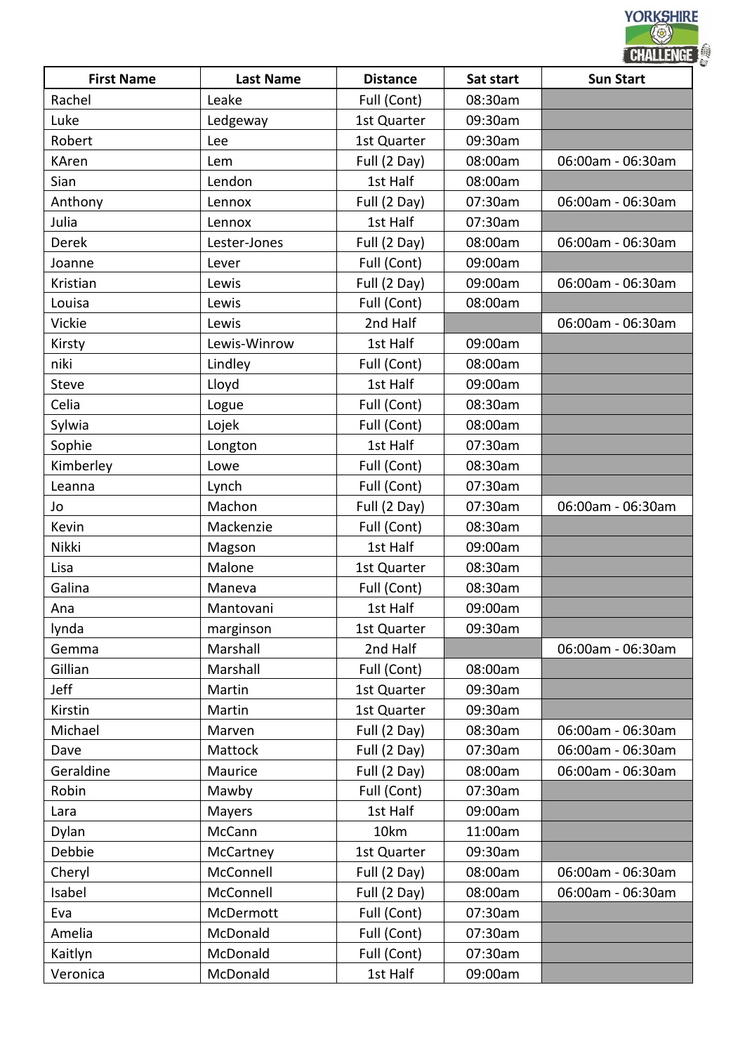| First Name | Last Name | Distance | Sat start | Sun Start |
|---|---|---|---|---|
| Rachel | Leake | Full (Cont) | 08:30am | |
| Luke | Ledgeway | 1st Quarter | 09:30am | |
| Robert | Lee | 1st Quarter | 09:30am | |
| KAren | Lem | Full (2 Day) | 08:00am | 06:00am - 06:30am |
| Sian | Lendon | 1st Half | 08:00am | |
| Anthony | Lennox | Full (2 Day) | 07:30am | 06:00am - 06:30am |
| Julia | Lennox | 1st Half | 07:30am | |
| Derek | Lester-Jones | Full (2 Day) | 08:00am | 06:00am - 06:30am |
| Joanne | Lever | Full (Cont) | 09:00am | |
| Kristian | Lewis | Full (2 Day) | 09:00am | 06:00am - 06:30am |
| Louisa | Lewis | Full (Cont) | 08:00am | |
| Vickie | Lewis | 2nd Half | | 06:00am - 06:30am |
| Kirsty | Lewis-Winrow | 1st Half | 09:00am | |
| niki | Lindley | Full (Cont) | 08:00am | |
| Steve | Lloyd | 1st Half | 09:00am | |
| Celia | Logue | Full (Cont) | 08:30am | |
| Sylwia | Lojek | Full (Cont) | 08:00am | |
| Sophie | Longton | 1st Half | 07:30am | |
| Kimberley | Lowe | Full (Cont) | 08:30am | |
| Leanna | Lynch | Full (Cont) | 07:30am | |
| Jo | Machon | Full (2 Day) | 07:30am | 06:00am - 06:30am |
| Kevin | Mackenzie | Full (Cont) | 08:30am | |
| Nikki | Magson | 1st Half | 09:00am | |
| Lisa | Malone | 1st Quarter | 08:30am | |
| Galina | Maneva | Full (Cont) | 08:30am | |
| Ana | Mantovani | 1st Half | 09:00am | |
| lynda | marginson | 1st Quarter | 09:30am | |
| Gemma | Marshall | 2nd Half | | 06:00am - 06:30am |
| Gillian | Marshall | Full (Cont) | 08:00am | |
| Jeff | Martin | 1st Quarter | 09:30am | |
| Kirstin | Martin | 1st Quarter | 09:30am | |
| Michael | Marven | Full (2 Day) | 08:30am | 06:00am - 06:30am |
| Dave | Mattock | Full (2 Day) | 07:30am | 06:00am - 06:30am |
| Geraldine | Maurice | Full (2 Day) | 08:00am | 06:00am - 06:30am |
| Robin | Mawby | Full (Cont) | 07:30am | |
| Lara | Mayers | 1st Half | 09:00am | |
| Dylan | McCann | 10km | 11:00am | |
| Debbie | McCartney | 1st Quarter | 09:30am | |
| Cheryl | McConnell | Full (2 Day) | 08:00am | 06:00am - 06:30am |
| Isabel | McConnell | Full (2 Day) | 08:00am | 06:00am - 06:30am |
| Eva | McDermott | Full (Cont) | 07:30am | |
| Amelia | McDonald | Full (Cont) | 07:30am | |
| Kaitlyn | McDonald | Full (Cont) | 07:30am | |
| Veronica | McDonald | 1st Half | 09:00am | |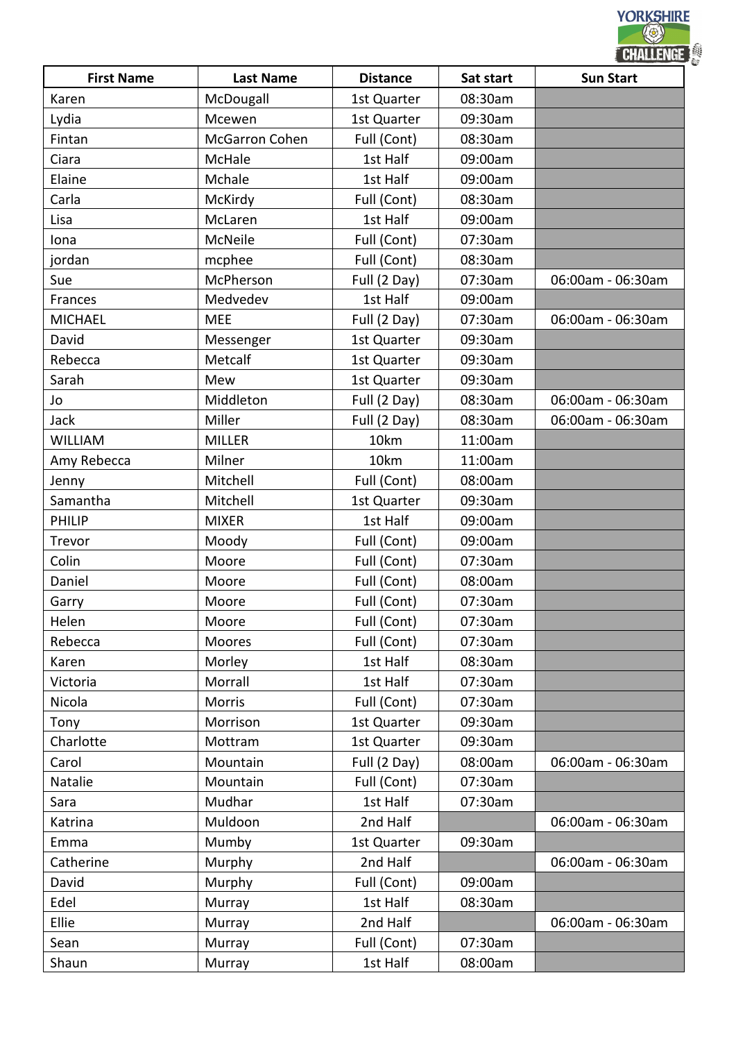| First Name | Last Name | Distance | Sat start | Sun Start |
|---|---|---|---|---|
| Karen | McDougall | 1st Quarter | 08:30am | |
| Lydia | Mcewen | 1st Quarter | 09:30am | |
| Fintan | McGarron Cohen | Full (Cont) | 08:30am | |
| Ciara | McHale | 1st Half | 09:00am | |
| Elaine | Mchale | 1st Half | 09:00am | |
| Carla | McKirdy | Full (Cont) | 08:30am | |
| Lisa | McLaren | 1st Half | 09:00am | |
| Iona | McNeile | Full (Cont) | 07:30am | |
| jordan | mcphee | Full (Cont) | 08:30am | |
| Sue | McPherson | Full (2 Day) | 07:30am | 06:00am - 06:30am |
| Frances | Medvedev | 1st Half | 09:00am | |
| MICHAEL | MEE | Full (2 Day) | 07:30am | 06:00am - 06:30am |
| David | Messenger | 1st Quarter | 09:30am | |
| Rebecca | Metcalf | 1st Quarter | 09:30am | |
| Sarah | Mew | 1st Quarter | 09:30am | |
| Jo | Middleton | Full (2 Day) | 08:30am | 06:00am - 06:30am |
| Jack | Miller | Full (2 Day) | 08:30am | 06:00am - 06:30am |
| WILLIAM | MILLER | 10km | 11:00am | |
| Amy Rebecca | Milner | 10km | 11:00am | |
| Jenny | Mitchell | Full (Cont) | 08:00am | |
| Samantha | Mitchell | 1st Quarter | 09:30am | |
| PHILIP | MIXER | 1st Half | 09:00am | |
| Trevor | Moody | Full (Cont) | 09:00am | |
| Colin | Moore | Full (Cont) | 07:30am | |
| Daniel | Moore | Full (Cont) | 08:00am | |
| Garry | Moore | Full (Cont) | 07:30am | |
| Helen | Moore | Full (Cont) | 07:30am | |
| Rebecca | Moores | Full (Cont) | 07:30am | |
| Karen | Morley | 1st Half | 08:30am | |
| Victoria | Morrall | 1st Half | 07:30am | |
| Nicola | Morris | Full (Cont) | 07:30am | |
| Tony | Morrison | 1st Quarter | 09:30am | |
| Charlotte | Mottram | 1st Quarter | 09:30am | |
| Carol | Mountain | Full (2 Day) | 08:00am | 06:00am - 06:30am |
| Natalie | Mountain | Full (Cont) | 07:30am | |
| Sara | Mudhar | 1st Half | 07:30am | |
| Katrina | Muldoon | 2nd Half | | 06:00am - 06:30am |
| Emma | Mumby | 1st Quarter | 09:30am | |
| Catherine | Murphy | 2nd Half | | 06:00am - 06:30am |
| David | Murphy | Full (Cont) | 09:00am | |
| Edel | Murray | 1st Half | 08:30am | |
| Ellie | Murray | 2nd Half | | 06:00am - 06:30am |
| Sean | Murray | Full (Cont) | 07:30am | |
| Shaun | Murray | 1st Half | 08:00am | |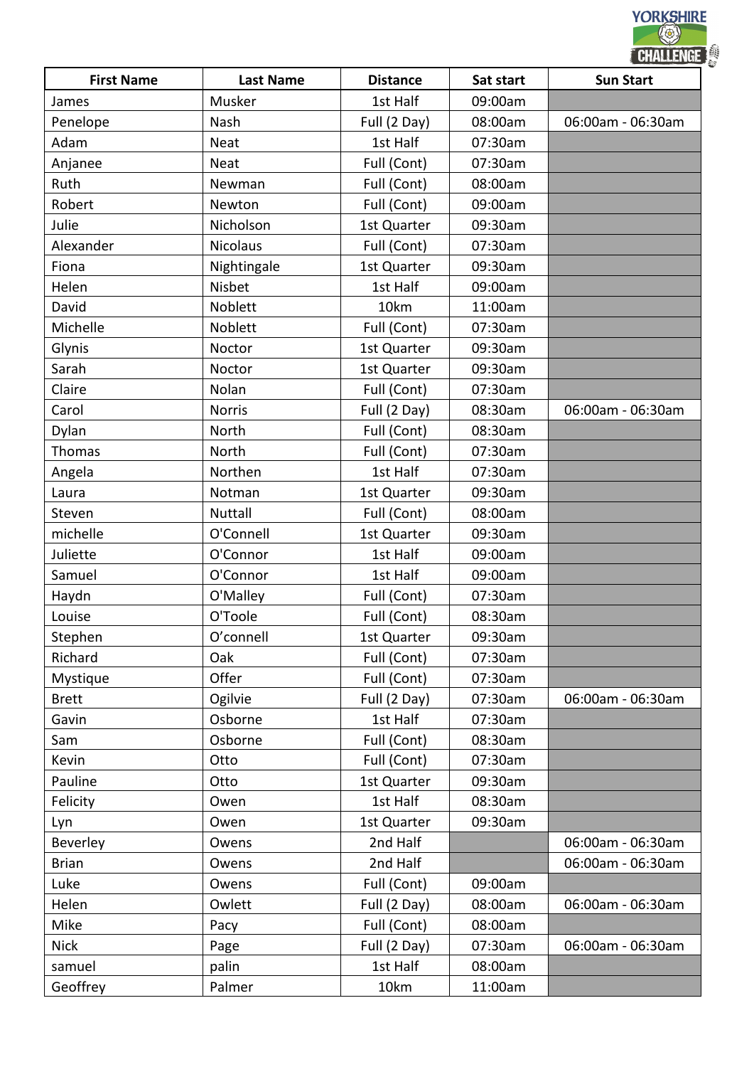| First Name | Last Name | Distance | Sat start | Sun Start |
| --- | --- | --- | --- | --- |
| James | Musker | 1st Half | 09:00am | |
| Penelope | Nash | Full (2 Day) | 08:00am | 06:00am - 06:30am |
| Adam | Neat | 1st Half | 07:30am | |
| Anjanee | Neat | Full (Cont) | 07:30am | |
| Ruth | Newman | Full (Cont) | 08:00am | |
| Robert | Newton | Full (Cont) | 09:00am | |
| Julie | Nicholson | 1st Quarter | 09:30am | |
| Alexander | Nicolaus | Full (Cont) | 07:30am | |
| Fiona | Nightingale | 1st Quarter | 09:30am | |
| Helen | Nisbet | 1st Half | 09:00am | |
| David | Noblett | 10km | 11:00am | |
| Michelle | Noblett | Full (Cont) | 07:30am | |
| Glynis | Noctor | 1st Quarter | 09:30am | |
| Sarah | Noctor | 1st Quarter | 09:30am | |
| Claire | Nolan | Full (Cont) | 07:30am | |
| Carol | Norris | Full (2 Day) | 08:30am | 06:00am - 06:30am |
| Dylan | North | Full (Cont) | 08:30am | |
| Thomas | North | Full (Cont) | 07:30am | |
| Angela | Northen | 1st Half | 07:30am | |
| Laura | Notman | 1st Quarter | 09:30am | |
| Steven | Nuttall | Full (Cont) | 08:00am | |
| michelle | O'Connell | 1st Quarter | 09:30am | |
| Juliette | O'Connor | 1st Half | 09:00am | |
| Samuel | O'Connor | 1st Half | 09:00am | |
| Haydn | O'Malley | Full (Cont) | 07:30am | |
| Louise | O'Toole | Full (Cont) | 08:30am | |
| Stephen | O’connell | 1st Quarter | 09:30am | |
| Richard | Oak | Full (Cont) | 07:30am | |
| Mystique | Offer | Full (Cont) | 07:30am | |
| Brett | Ogilvie | Full (2 Day) | 07:30am | 06:00am - 06:30am |
| Gavin | Osborne | 1st Half | 07:30am | |
| Sam | Osborne | Full (Cont) | 08:30am | |
| Kevin | Otto | Full (Cont) | 07:30am | |
| Pauline | Otto | 1st Quarter | 09:30am | |
| Felicity | Owen | 1st Half | 08:30am | |
| Lyn | Owen | 1st Quarter | 09:30am | |
| Beverley | Owens | 2nd Half | | 06:00am - 06:30am |
| Brian | Owens | 2nd Half | | 06:00am - 06:30am |
| Luke | Owens | Full (Cont) | 09:00am | |
| Helen | Owlett | Full (2 Day) | 08:00am | 06:00am - 06:30am |
| Mike | Pacy | Full (Cont) | 08:00am | |
| Nick | Page | Full (2 Day) | 07:30am | 06:00am - 06:30am |
| samuel | palin | 1st Half | 08:00am | |
| Geoffrey | Palmer | 10km | 11:00am | |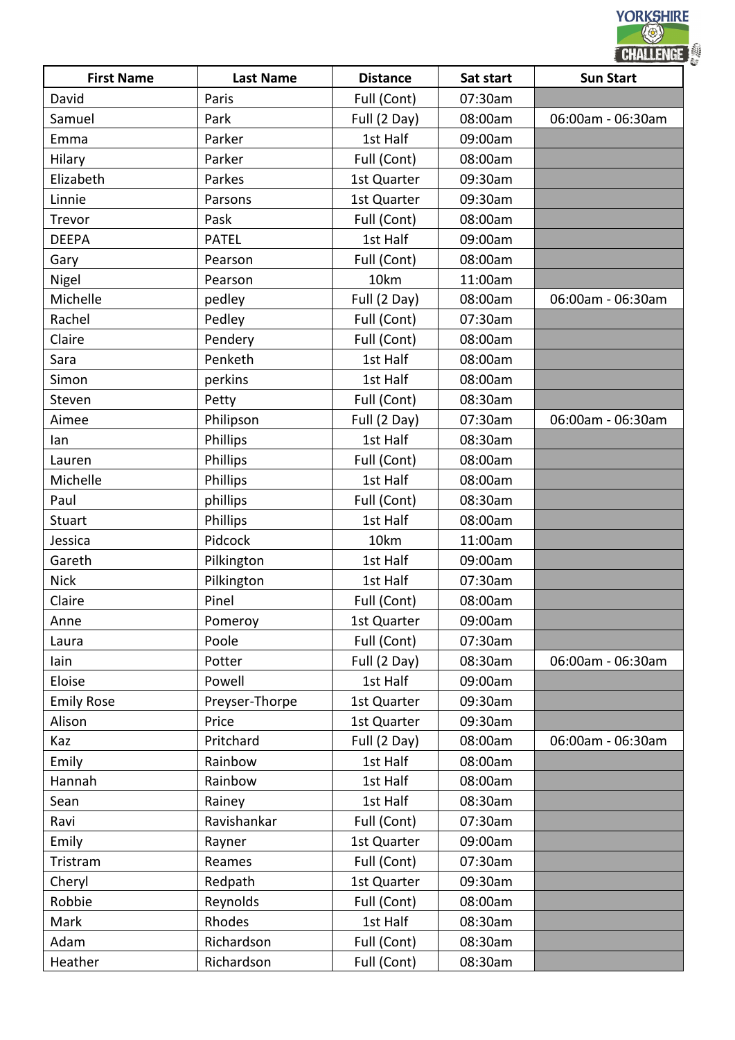| First Name | Last Name | Distance | Sat start | Sun Start |
|---|---|---|---|---|
| David | Paris | Full (Cont) | 07:30am | |
| Samuel | Park | Full (2 Day) | 08:00am | 06:00am - 06:30am |
| Emma | Parker | 1st Half | 09:00am | |
| Hilary | Parker | Full (Cont) | 08:00am | |
| Elizabeth | Parkes | 1st Quarter | 09:30am | |
| Linnie | Parsons | 1st Quarter | 09:30am | |
| Trevor | Pask | Full (Cont) | 08:00am | |
| DEEPA | PATEL | 1st Half | 09:00am | |
| Gary | Pearson | Full (Cont) | 08:00am | |
| Nigel | Pearson | 10km | 11:00am | |
| Michelle | pedley | Full (2 Day) | 08:00am | 06:00am - 06:30am |
| Rachel | Pedley | Full (Cont) | 07:30am | |
| Claire | Pendery | Full (Cont) | 08:00am | |
| Sara | Penketh | 1st Half | 08:00am | |
| Simon | perkins | 1st Half | 08:00am | |
| Steven | Petty | Full (Cont) | 08:30am | |
| Aimee | Philipson | Full (2 Day) | 07:30am | 06:00am - 06:30am |
| Ian | Phillips | 1st Half | 08:30am | |
| Lauren | Phillips | Full (Cont) | 08:00am | |
| Michelle | Phillips | 1st Half | 08:00am | |
| Paul | phillips | Full (Cont) | 08:30am | |
| Stuart | Phillips | 1st Half | 08:00am | |
| Jessica | Pidcock | 10km | 11:00am | |
| Gareth | Pilkington | 1st Half | 09:00am | |
| Nick | Pilkington | 1st Half | 07:30am | |
| Claire | Pinel | Full (Cont) | 08:00am | |
| Anne | Pomeroy | 1st Quarter | 09:00am | |
| Laura | Poole | Full (Cont) | 07:30am | |
| Iain | Potter | Full (2 Day) | 08:30am | 06:00am - 06:30am |
| Eloise | Powell | 1st Half | 09:00am | |
| Emily Rose | Preyser-Thorpe | 1st Quarter | 09:30am | |
| Alison | Price | 1st Quarter | 09:30am | |
| Kaz | Pritchard | Full (2 Day) | 08:00am | 06:00am - 06:30am |
| Emily | Rainbow | 1st Half | 08:00am | |
| Hannah | Rainbow | 1st Half | 08:00am | |
| Sean | Rainey | 1st Half | 08:30am | |
| Ravi | Ravishankar | Full (Cont) | 07:30am | |
| Emily | Rayner | 1st Quarter | 09:00am | |
| Tristram | Reames | Full (Cont) | 07:30am | |
| Cheryl | Redpath | 1st Quarter | 09:30am | |
| Robbie | Reynolds | Full (Cont) | 08:00am | |
| Mark | Rhodes | 1st Half | 08:30am | |
| Adam | Richardson | Full (Cont) | 08:30am | |
| Heather | Richardson | Full (Cont) | 08:30am | |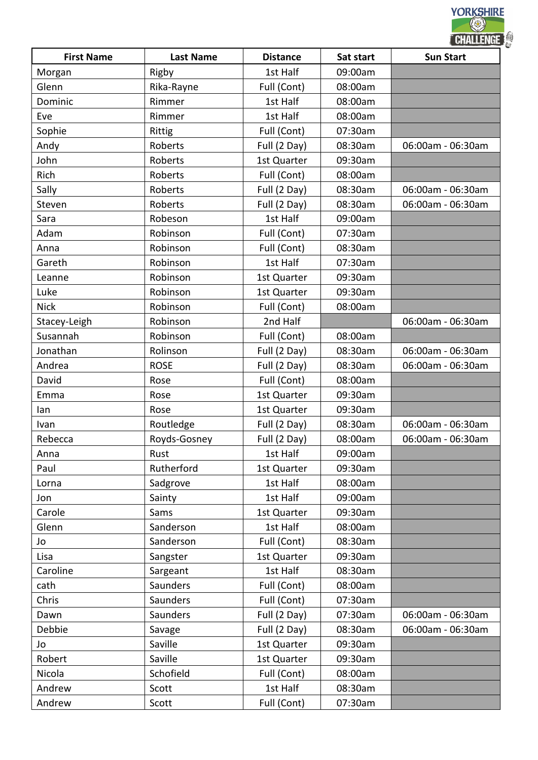| First Name | Last Name | Distance | Sat start | Sun Start |
|---|---|---|---|---|
| Morgan | Rigby | 1st Half | 09:00am | |
| Glenn | Rika-Rayne | Full (Cont) | 08:00am | |
| Dominic | Rimmer | 1st Half | 08:00am | |
| Eve | Rimmer | 1st Half | 08:00am | |
| Sophie | Rittig | Full (Cont) | 07:30am | |
| Andy | Roberts | Full (2 Day) | 08:30am | 06:00am - 06:30am |
| John | Roberts | 1st Quarter | 09:30am | |
| Rich | Roberts | Full (Cont) | 08:00am | |
| Sally | Roberts | Full (2 Day) | 08:30am | 06:00am - 06:30am |
| Steven | Roberts | Full (2 Day) | 08:30am | 06:00am - 06:30am |
| Sara | Robeson | 1st Half | 09:00am | |
| Adam | Robinson | Full (Cont) | 07:30am | |
| Anna | Robinson | Full (Cont) | 08:30am | |
| Gareth | Robinson | 1st Half | 07:30am | |
| Leanne | Robinson | 1st Quarter | 09:30am | |
| Luke | Robinson | 1st Quarter | 09:30am | |
| Nick | Robinson | Full (Cont) | 08:00am | |
| Stacey-Leigh | Robinson | 2nd Half | | 06:00am - 06:30am |
| Susannah | Robinson | Full (Cont) | 08:00am | |
| Jonathan | Rolinson | Full (2 Day) | 08:30am | 06:00am - 06:30am |
| Andrea | ROSE | Full (2 Day) | 08:30am | 06:00am - 06:30am |
| David | Rose | Full (Cont) | 08:00am | |
| Emma | Rose | 1st Quarter | 09:30am | |
| Ian | Rose | 1st Quarter | 09:30am | |
| Ivan | Routledge | Full (2 Day) | 08:30am | 06:00am - 06:30am |
| Rebecca | Royds-Gosney | Full (2 Day) | 08:00am | 06:00am - 06:30am |
| Anna | Rust | 1st Half | 09:00am | |
| Paul | Rutherford | 1st Quarter | 09:30am | |
| Lorna | Sadgrove | 1st Half | 08:00am | |
| Jon | Sainty | 1st Half | 09:00am | |
| Carole | Sams | 1st Quarter | 09:30am | |
| Glenn | Sanderson | 1st Half | 08:00am | |
| Jo | Sanderson | Full (Cont) | 08:30am | |
| Lisa | Sangster | 1st Quarter | 09:30am | |
| Caroline | Sargeant | 1st Half | 08:30am | |
| cath | Saunders | Full (Cont) | 08:00am | |
| Chris | Saunders | Full (Cont) | 07:30am | |
| Dawn | Saunders | Full (2 Day) | 07:30am | 06:00am - 06:30am |
| Debbie | Savage | Full (2 Day) | 08:30am | 06:00am - 06:30am |
| Jo | Saville | 1st Quarter | 09:30am | |
| Robert | Saville | 1st Quarter | 09:30am | |
| Nicola | Schofield | Full (Cont) | 08:00am | |
| Andrew | Scott | 1st Half | 08:30am | |
| Andrew | Scott | Full (Cont) | 07:30am | |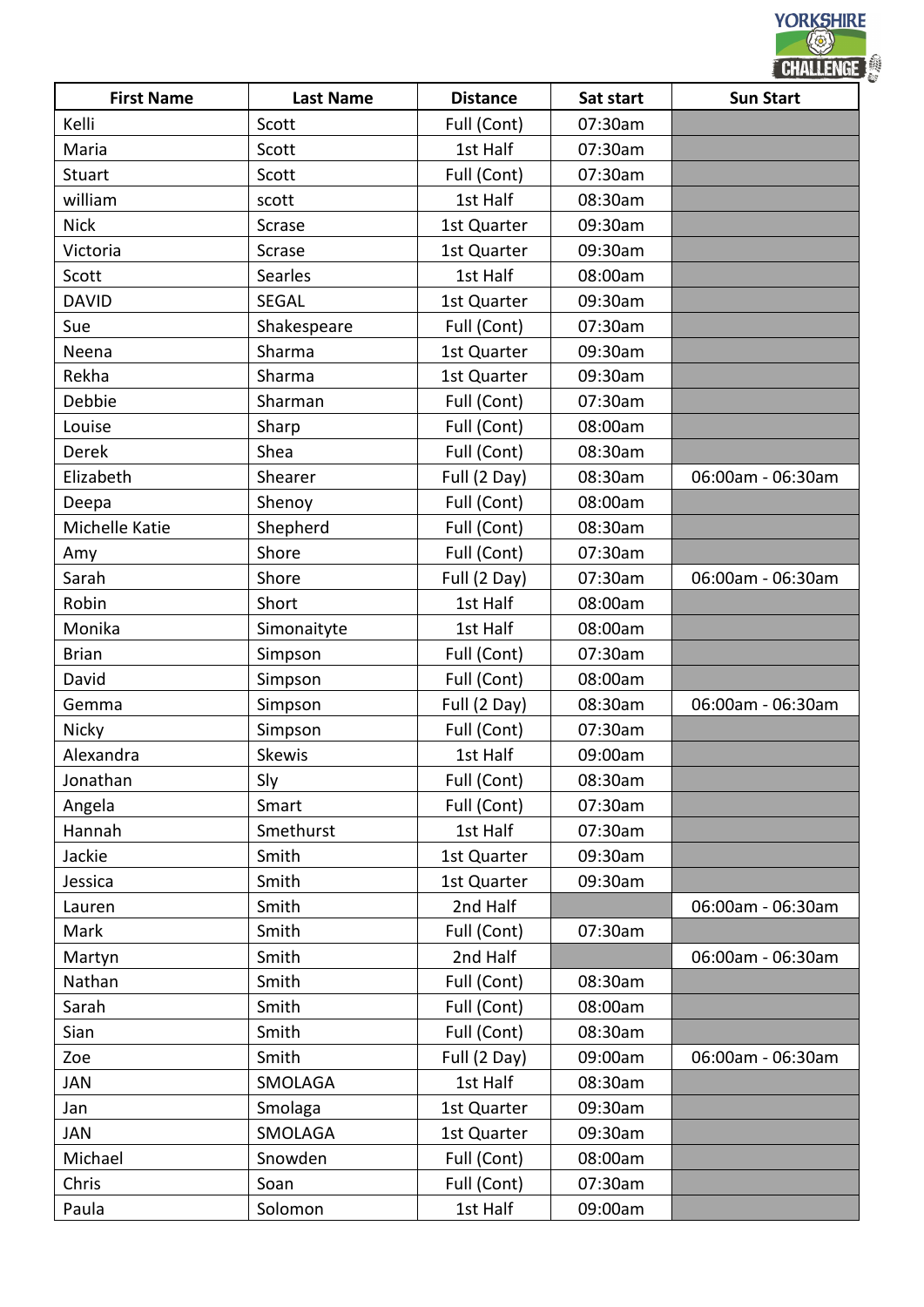| First Name | Last Name | Distance | Sat start | Sun Start |
|---|---|---|---|---|
| Kelli | Scott | Full (Cont) | 07:30am | |
| Maria | Scott | 1st Half | 07:30am | |
| Stuart | Scott | Full (Cont) | 07:30am | |
| william | scott | 1st Half | 08:30am | |
| Nick | Scrase | 1st Quarter | 09:30am | |
| Victoria | Scrase | 1st Quarter | 09:30am | |
| Scott | Searles | 1st Half | 08:00am | |
| DAVID | SEGAL | 1st Quarter | 09:30am | |
| Sue | Shakespeare | Full (Cont) | 07:30am | |
| Neena | Sharma | 1st Quarter | 09:30am | |
| Rekha | Sharma | 1st Quarter | 09:30am | |
| Debbie | Sharman | Full (Cont) | 07:30am | |
| Louise | Sharp | Full (Cont) | 08:00am | |
| Derek | Shea | Full (Cont) | 08:30am | |
| Elizabeth | Shearer | Full (2 Day) | 08:30am | 06:00am - 06:30am |
| Deepa | Shenoy | Full (Cont) | 08:00am | |
| Michelle Katie | Shepherd | Full (Cont) | 08:30am | |
| Amy | Shore | Full (Cont) | 07:30am | |
| Sarah | Shore | Full (2 Day) | 07:30am | 06:00am - 06:30am |
| Robin | Short | 1st Half | 08:00am | |
| Monika | Simonaityte | 1st Half | 08:00am | |
| Brian | Simpson | Full (Cont) | 07:30am | |
| David | Simpson | Full (Cont) | 08:00am | |
| Gemma | Simpson | Full (2 Day) | 08:30am | 06:00am - 06:30am |
| Nicky | Simpson | Full (Cont) | 07:30am | |
| Alexandra | Skewis | 1st Half | 09:00am | |
| Jonathan | Sly | Full (Cont) | 08:30am | |
| Angela | Smart | Full (Cont) | 07:30am | |
| Hannah | Smethurst | 1st Half | 07:30am | |
| Jackie | Smith | 1st Quarter | 09:30am | |
| Jessica | Smith | 1st Quarter | 09:30am | |
| Lauren | Smith | 2nd Half | | 06:00am - 06:30am |
| Mark | Smith | Full (Cont) | 07:30am | |
| Martyn | Smith | 2nd Half | | 06:00am - 06:30am |
| Nathan | Smith | Full (Cont) | 08:30am | |
| Sarah | Smith | Full (Cont) | 08:00am | |
| Sian | Smith | Full (Cont) | 08:30am | |
| Zoe | Smith | Full (2 Day) | 09:00am | 06:00am - 06:30am |
| JAN | SMOLAGA | 1st Half | 08:30am | |
| Jan | Smolaga | 1st Quarter | 09:30am | |
| JAN | SMOLAGA | 1st Quarter | 09:30am | |
| Michael | Snowden | Full (Cont) | 08:00am | |
| Chris | Soan | Full (Cont) | 07:30am | |
| Paula | Solomon | 1st Half | 09:00am | |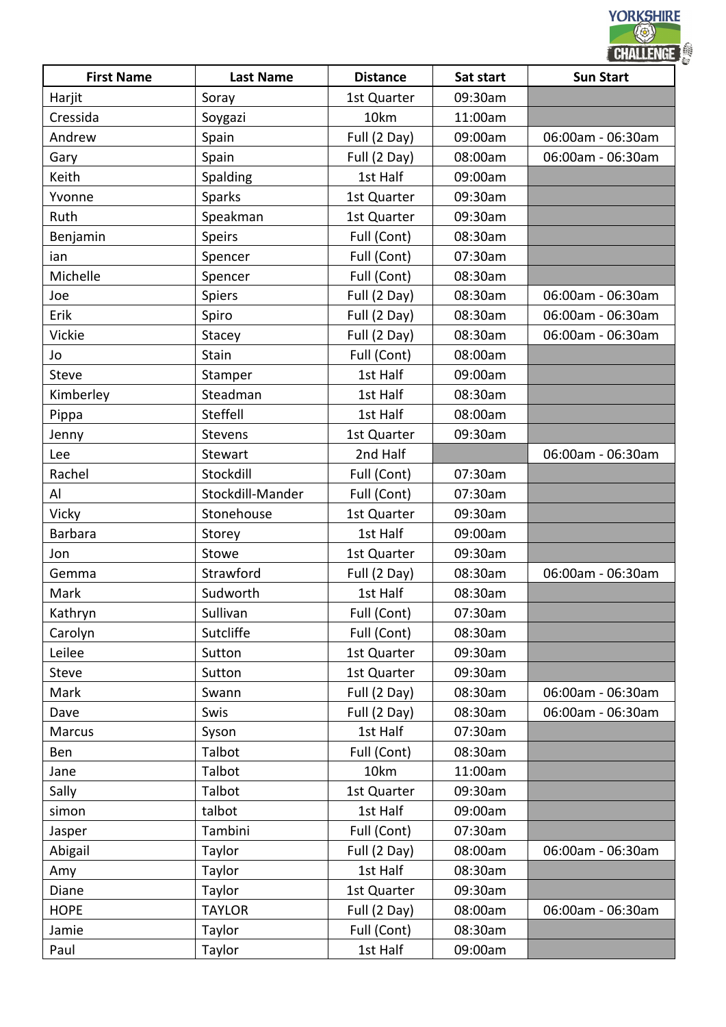| First Name | Last Name | Distance | Sat start | Sun Start |
|---|---|---|---|---|
| Harjit | Soray | 1st Quarter | 09:30am | |
| Cressida | Soygazi | 10km | 11:00am | |
| Andrew | Spain | Full (2 Day) | 09:00am | 06:00am - 06:30am |
| Gary | Spain | Full (2 Day) | 08:00am | 06:00am - 06:30am |
| Keith | Spalding | 1st Half | 09:00am | |
| Yvonne | Sparks | 1st Quarter | 09:30am | |
| Ruth | Speakman | 1st Quarter | 09:30am | |
| Benjamin | Speirs | Full (Cont) | 08:30am | |
| ian | Spencer | Full (Cont) | 07:30am | |
| Michelle | Spencer | Full (Cont) | 08:30am | |
| Joe | Spiers | Full (2 Day) | 08:30am | 06:00am - 06:30am |
| Erik | Spiro | Full (2 Day) | 08:30am | 06:00am - 06:30am |
| Vickie | Stacey | Full (2 Day) | 08:30am | 06:00am - 06:30am |
| Jo | Stain | Full (Cont) | 08:00am | |
| Steve | Stamper | 1st Half | 09:00am | |
| Kimberley | Steadman | 1st Half | 08:30am | |
| Pippa | Steffell | 1st Half | 08:00am | |
| Jenny | Stevens | 1st Quarter | 09:30am | |
| Lee | Stewart | 2nd Half | | 06:00am - 06:30am |
| Rachel | Stockdill | Full (Cont) | 07:30am | |
| Al | Stockdill-Mander | Full (Cont) | 07:30am | |
| Vicky | Stonehouse | 1st Quarter | 09:30am | |
| Barbara | Storey | 1st Half | 09:00am | |
| Jon | Stowe | 1st Quarter | 09:30am | |
| Gemma | Strawford | Full (2 Day) | 08:30am | 06:00am - 06:30am |
| Mark | Sudworth | 1st Half | 08:30am | |
| Kathryn | Sullivan | Full (Cont) | 07:30am | |
| Carolyn | Sutcliffe | Full (Cont) | 08:30am | |
| Leilee | Sutton | 1st Quarter | 09:30am | |
| Steve | Sutton | 1st Quarter | 09:30am | |
| Mark | Swann | Full (2 Day) | 08:30am | 06:00am - 06:30am |
| Dave | Swis | Full (2 Day) | 08:30am | 06:00am - 06:30am |
| Marcus | Syson | 1st Half | 07:30am | |
| Ben | Talbot | Full (Cont) | 08:30am | |
| Jane | Talbot | 10km | 11:00am | |
| Sally | Talbot | 1st Quarter | 09:30am | |
| simon | talbot | 1st Half | 09:00am | |
| Jasper | Tambini | Full (Cont) | 07:30am | |
| Abigail | Taylor | Full (2 Day) | 08:00am | 06:00am - 06:30am |
| Amy | Taylor | 1st Half | 08:30am | |
| Diane | Taylor | 1st Quarter | 09:30am | |
| HOPE | TAYLOR | Full (2 Day) | 08:00am | 06:00am - 06:30am |
| Jamie | Taylor | Full (Cont) | 08:30am | |
| Paul | Taylor | 1st Half | 09:00am | |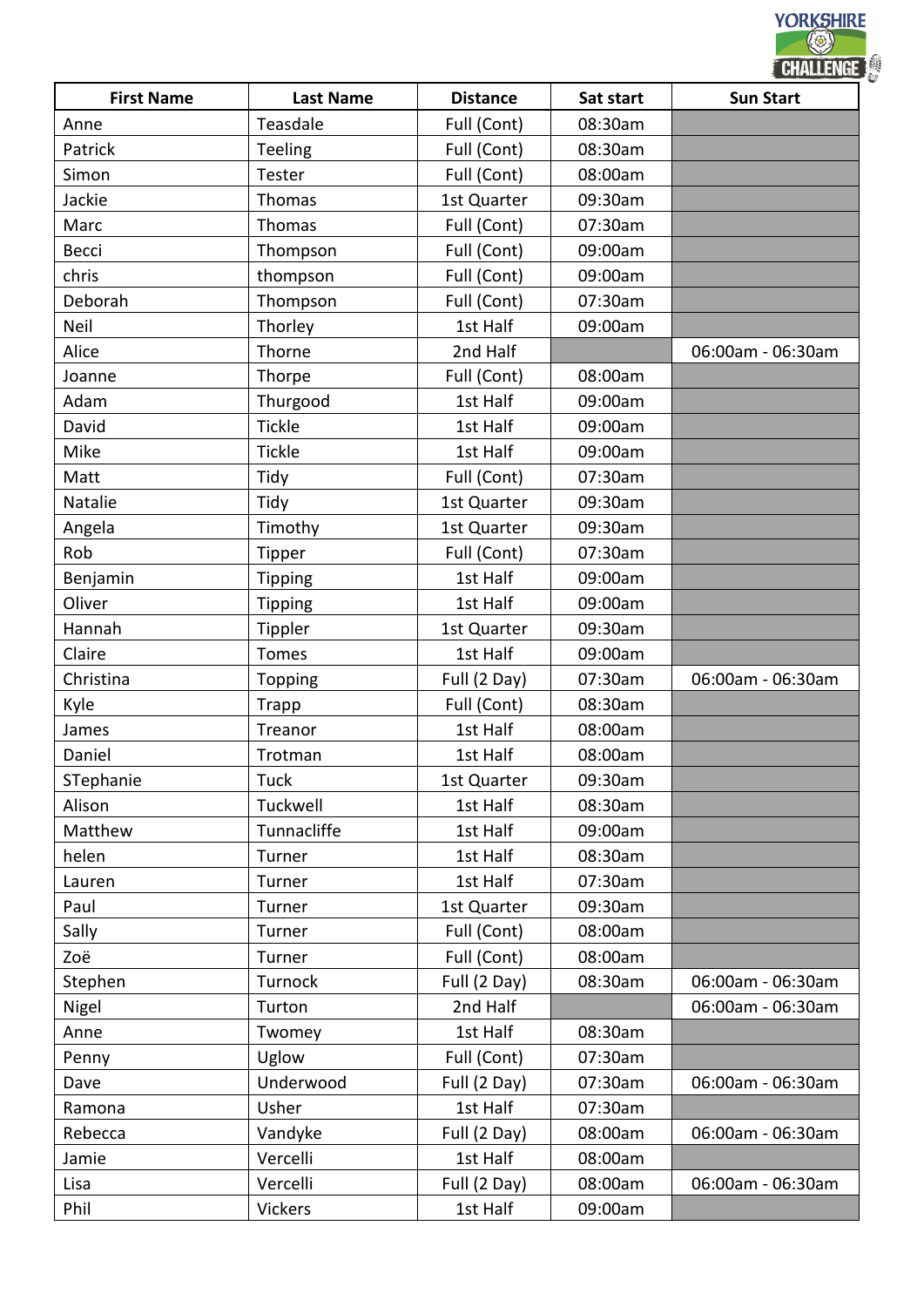| First Name | Last Name | Distance | Sat start | Sun Start |
|---|---|---|---|---|
| Anne | Teasdale | Full (Cont) | 08:30am | |
| Patrick | Teeling | Full (Cont) | 08:30am | |
| Simon | Tester | Full (Cont) | 08:00am | |
| Jackie | Thomas | 1st Quarter | 09:30am | |
| Marc | Thomas | Full (Cont) | 07:30am | |
| Becci | Thompson | Full (Cont) | 09:00am | |
| chris | thompson | Full (Cont) | 09:00am | |
| Deborah | Thompson | Full (Cont) | 07:30am | |
| Neil | Thorley | 1st Half | 09:00am | |
| Alice | Thorne | 2nd Half | | 06:00am - 06:30am |
| Joanne | Thorpe | Full (Cont) | 08:00am | |
| Adam | Thurgood | 1st Half | 09:00am | |
| David | Tickle | 1st Half | 09:00am | |
| Mike | Tickle | 1st Half | 09:00am | |
| Matt | Tidy | Full (Cont) | 07:30am | |
| Natalie | Tidy | 1st Quarter | 09:30am | |
| Angela | Timothy | 1st Quarter | 09:30am | |
| Rob | Tipper | Full (Cont) | 07:30am | |
| Benjamin | Tipping | 1st Half | 09:00am | |
| Oliver | Tipping | 1st Half | 09:00am | |
| Hannah | Tippler | 1st Quarter | 09:30am | |
| Claire | Tomes | 1st Half | 09:00am | |
| Christina | Topping | Full (2 Day) | 07:30am | 06:00am - 06:30am |
| Kyle | Trapp | Full (Cont) | 08:30am | |
| James | Treanor | 1st Half | 08:00am | |
| Daniel | Trotman | 1st Half | 08:00am | |
| STephanie | Tuck | 1st Quarter | 09:30am | |
| Alison | Tuckwell | 1st Half | 08:30am | |
| Matthew | Tunnacliffe | 1st Half | 09:00am | |
| helen | Turner | 1st Half | 08:30am | |
| Lauren | Turner | 1st Half | 07:30am | |
| Paul | Turner | 1st Quarter | 09:30am | |
| Sally | Turner | Full (Cont) | 08:00am | |
| Zoë | Turner | Full (Cont) | 08:00am | |
| Stephen | Turnock | Full (2 Day) | 08:30am | 06:00am - 06:30am |
| Nigel | Turton | 2nd Half | | 06:00am - 06:30am |
| Anne | Twomey | 1st Half | 08:30am | |
| Penny | Uglow | Full (Cont) | 07:30am | |
| Dave | Underwood | Full (2 Day) | 07:30am | 06:00am - 06:30am |
| Ramona | Usher | 1st Half | 07:30am | |
| Rebecca | Vandyke | Full (2 Day) | 08:00am | 06:00am - 06:30am |
| Jamie | Vercelli | 1st Half | 08:00am | |
| Lisa | Vercelli | Full (2 Day) | 08:00am | 06:00am - 06:30am |
| Phil | Vickers | 1st Half | 09:00am | |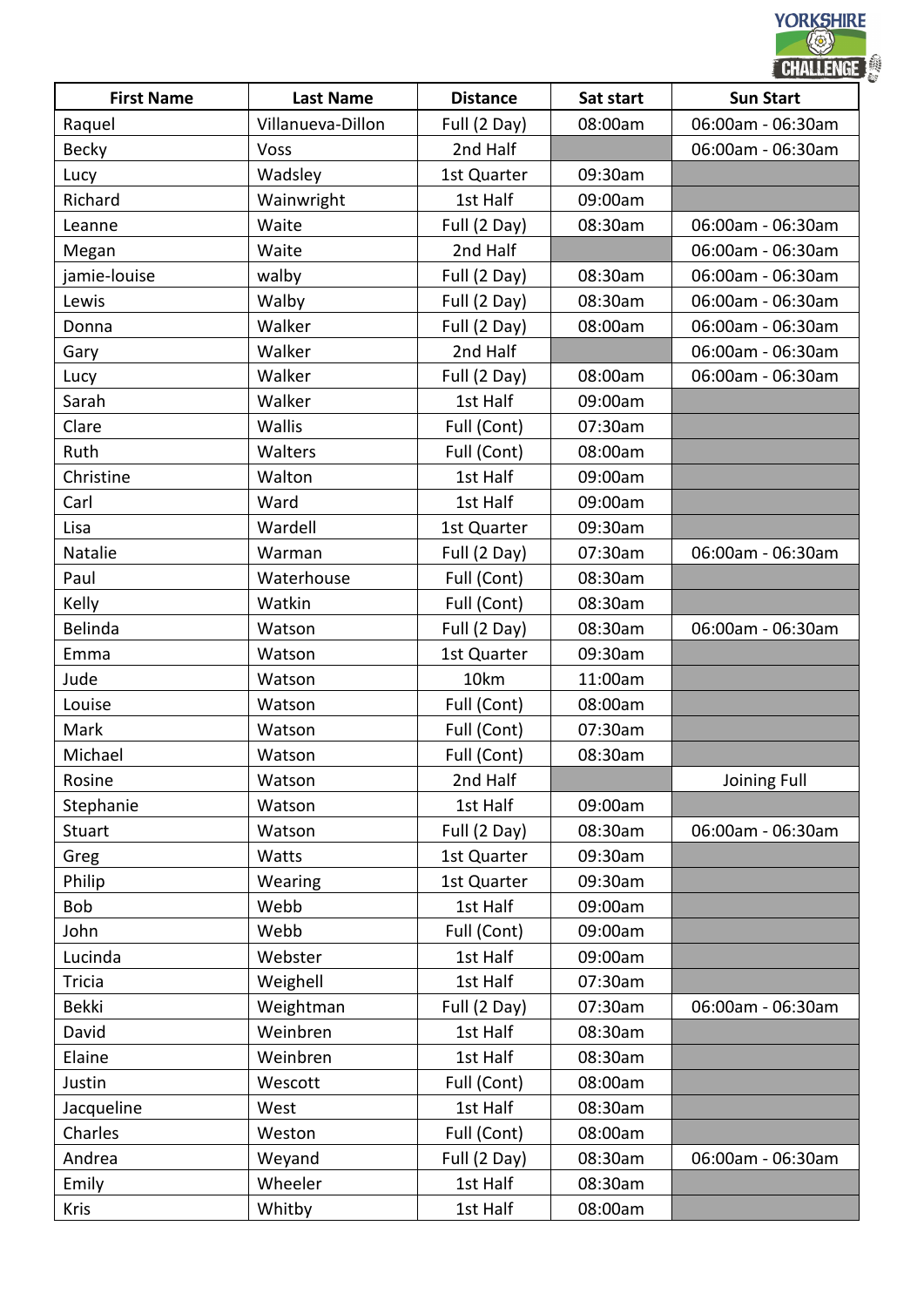| First Name | Last Name | Distance | Sat start | Sun Start |
|---|---|---|---|---|
| Raquel | Villanueva-Dillon | Full (2 Day) | 08:00am | 06:00am - 06:30am |
| Becky | Voss | 2nd Half | | 06:00am - 06:30am |
| Lucy | Wadsley | 1st Quarter | 09:30am | |
| Richard | Wainwright | 1st Half | 09:00am | |
| Leanne | Waite | Full (2 Day) | 08:30am | 06:00am - 06:30am |
| Megan | Waite | 2nd Half | | 06:00am - 06:30am |
| jamie-louise | walby | Full (2 Day) | 08:30am | 06:00am - 06:30am |
| Lewis | Walby | Full (2 Day) | 08:30am | 06:00am - 06:30am |
| Donna | Walker | Full (2 Day) | 08:00am | 06:00am - 06:30am |
| Gary | Walker | 2nd Half | | 06:00am - 06:30am |
| Lucy | Walker | Full (2 Day) | 08:00am | 06:00am - 06:30am |
| Sarah | Walker | 1st Half | 09:00am | |
| Clare | Wallis | Full (Cont) | 07:30am | |
| Ruth | Walters | Full (Cont) | 08:00am | |
| Christine | Walton | 1st Half | 09:00am | |
| Carl | Ward | 1st Half | 09:00am | |
| Lisa | Wardell | 1st Quarter | 09:30am | |
| Natalie | Warman | Full (2 Day) | 07:30am | 06:00am - 06:30am |
| Paul | Waterhouse | Full (Cont) | 08:30am | |
| Kelly | Watkin | Full (Cont) | 08:30am | |
| Belinda | Watson | Full (2 Day) | 08:30am | 06:00am - 06:30am |
| Emma | Watson | 1st Quarter | 09:30am | |
| Jude | Watson | 10km | 11:00am | |
| Louise | Watson | Full (Cont) | 08:00am | |
| Mark | Watson | Full (Cont) | 07:30am | |
| Michael | Watson | Full (Cont) | 08:30am | |
| Rosine | Watson | 2nd Half | | Joining Full |
| Stephanie | Watson | 1st Half | 09:00am | |
| Stuart | Watson | Full (2 Day) | 08:30am | 06:00am - 06:30am |
| Greg | Watts | 1st Quarter | 09:30am | |
| Philip | Wearing | 1st Quarter | 09:30am | |
| Bob | Webb | 1st Half | 09:00am | |
| John | Webb | Full (Cont) | 09:00am | |
| Lucinda | Webster | 1st Half | 09:00am | |
| Tricia | Weighell | 1st Half | 07:30am | |
| Bekki | Weightman | Full (2 Day) | 07:30am | 06:00am - 06:30am |
| David | Weinbren | 1st Half | 08:30am | |
| Elaine | Weinbren | 1st Half | 08:30am | |
| Justin | Wescott | Full (Cont) | 08:00am | |
| Jacqueline | West | 1st Half | 08:30am | |
| Charles | Weston | Full (Cont) | 08:00am | |
| Andrea | Weyand | Full (2 Day) | 08:30am | 06:00am - 06:30am |
| Emily | Wheeler | 1st Half | 08:30am | |
| Kris | Whitby | 1st Half | 08:00am | |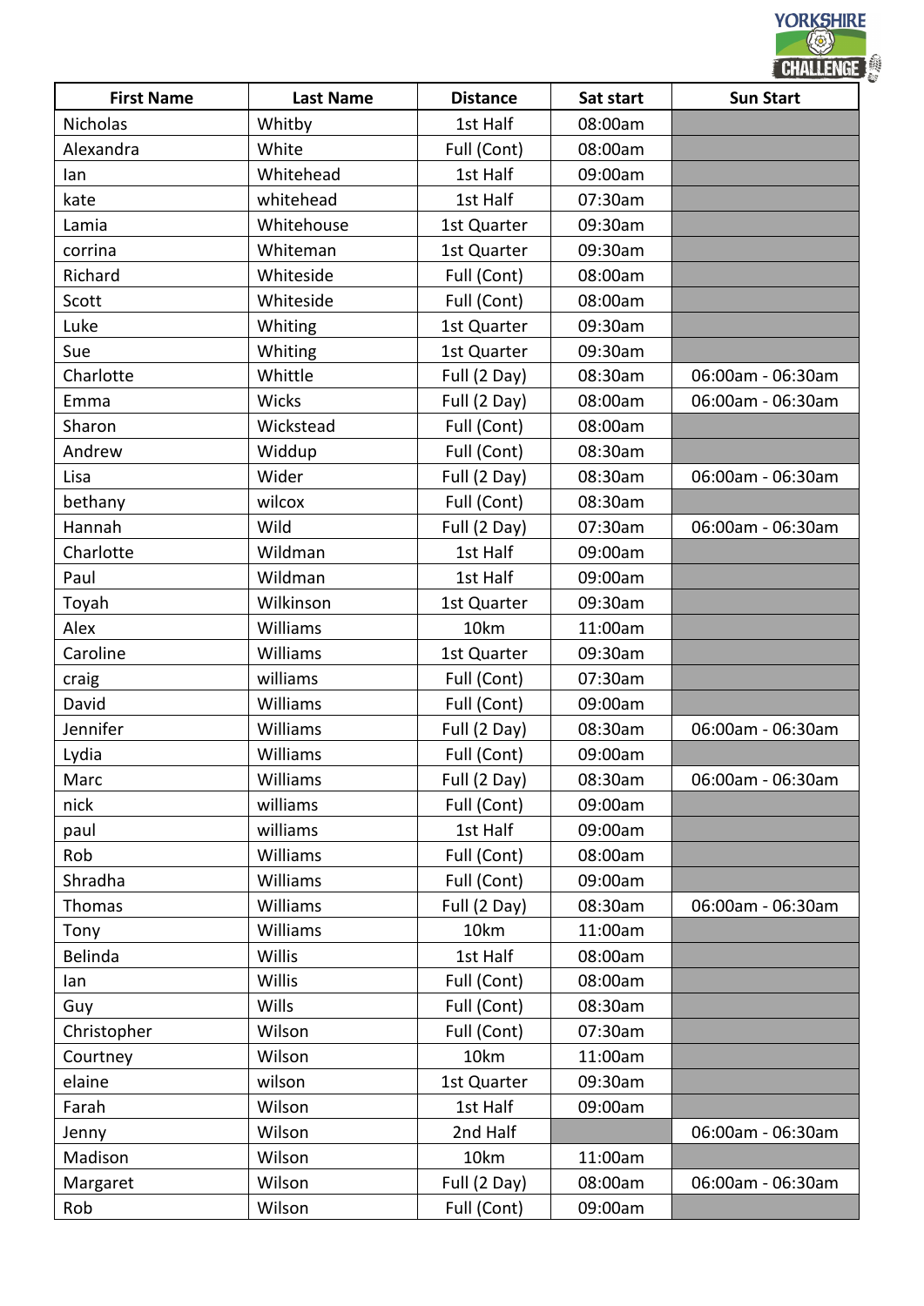| First Name | Last Name | Distance | Sat start | Sun Start |
| --- | --- | --- | --- | --- |
| Nicholas | Whitby | 1st Half | 08:00am | |
| Alexandra | White | Full (Cont) | 08:00am | |
| Ian | Whitehead | 1st Half | 09:00am | |
| kate | whitehead | 1st Half | 07:30am | |
| Lamia | Whitehouse | 1st Quarter | 09:30am | |
| corrina | Whiteman | 1st Quarter | 09:30am | |
| Richard | Whiteside | Full (Cont) | 08:00am | |
| Scott | Whiteside | Full (Cont) | 08:00am | |
| Luke | Whiting | 1st Quarter | 09:30am | |
| Sue | Whiting | 1st Quarter | 09:30am | |
| Charlotte | Whittle | Full (2 Day) | 08:30am | 06:00am - 06:30am |
| Emma | Wicks | Full (2 Day) | 08:00am | 06:00am - 06:30am |
| Sharon | Wickstead | Full (Cont) | 08:00am | |
| Andrew | Widdup | Full (Cont) | 08:30am | |
| Lisa | Wider | Full (2 Day) | 08:30am | 06:00am - 06:30am |
| bethany | wilcox | Full (Cont) | 08:30am | |
| Hannah | Wild | Full (2 Day) | 07:30am | 06:00am - 06:30am |
| Charlotte | Wildman | 1st Half | 09:00am | |
| Paul | Wildman | 1st Half | 09:00am | |
| Toyah | Wilkinson | 1st Quarter | 09:30am | |
| Alex | Williams | 10km | 11:00am | |
| Caroline | Williams | 1st Quarter | 09:30am | |
| craig | williams | Full (Cont) | 07:30am | |
| David | Williams | Full (Cont) | 09:00am | |
| Jennifer | Williams | Full (2 Day) | 08:30am | 06:00am - 06:30am |
| Lydia | Williams | Full (Cont) | 09:00am | |
| Marc | Williams | Full (2 Day) | 08:30am | 06:00am - 06:30am |
| nick | williams | Full (Cont) | 09:00am | |
| paul | williams | 1st Half | 09:00am | |
| Rob | Williams | Full (Cont) | 08:00am | |
| Shradha | Williams | Full (Cont) | 09:00am | |
| Thomas | Williams | Full (2 Day) | 08:30am | 06:00am - 06:30am |
| Tony | Williams | 10km | 11:00am | |
| Belinda | Willis | 1st Half | 08:00am | |
| Ian | Willis | Full (Cont) | 08:00am | |
| Guy | Wills | Full (Cont) | 08:30am | |
| Christopher | Wilson | Full (Cont) | 07:30am | |
| Courtney | Wilson | 10km | 11:00am | |
| elaine | wilson | 1st Quarter | 09:30am | |
| Farah | Wilson | 1st Half | 09:00am | |
| Jenny | Wilson | 2nd Half | | 06:00am - 06:30am |
| Madison | Wilson | 10km | 11:00am | |
| Margaret | Wilson | Full (2 Day) | 08:00am | 06:00am - 06:30am |
| Rob | Wilson | Full (Cont) | 09:00am | |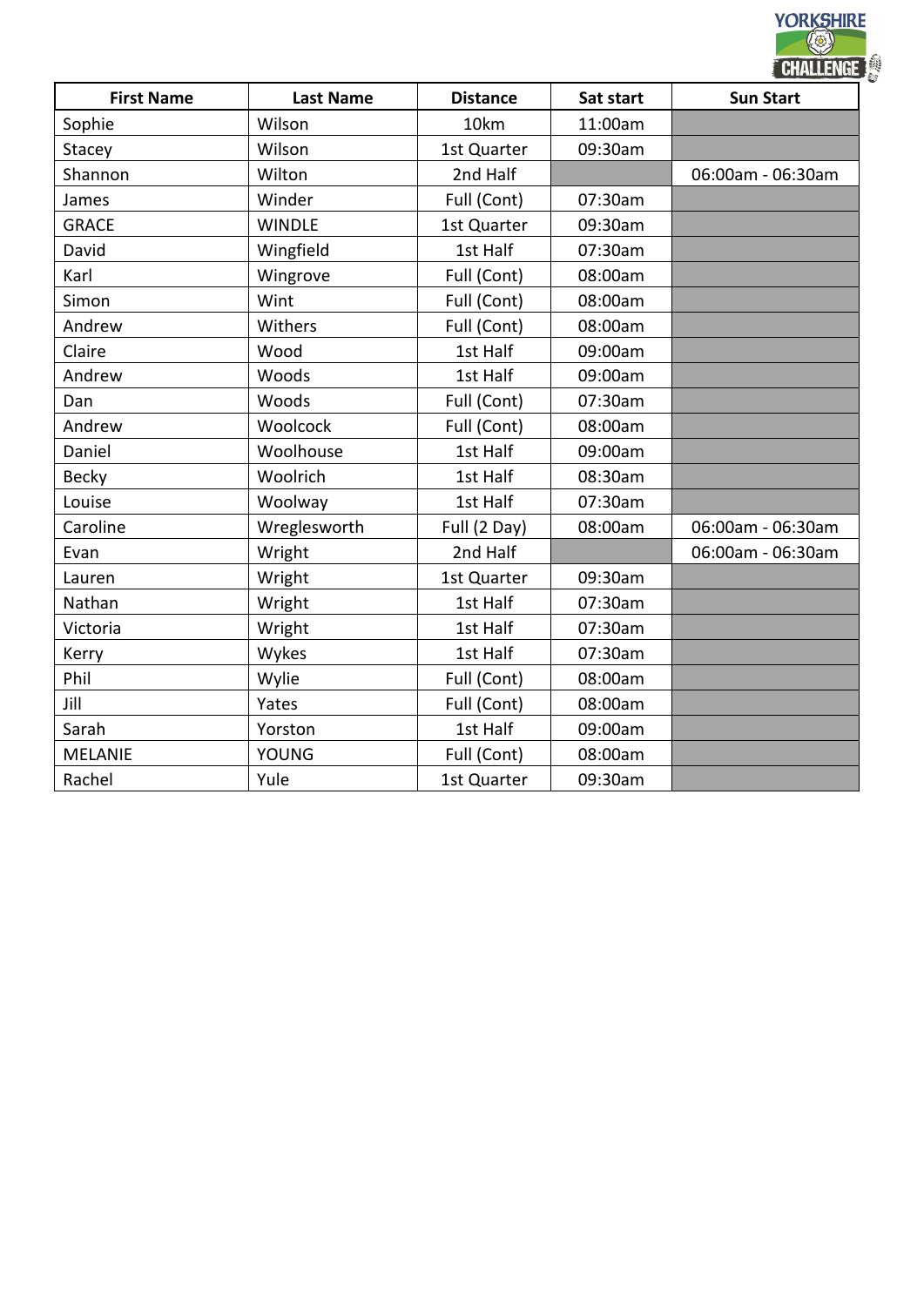| First Name | Last Name | Distance | Sat start | Sun Start |
|---|---|---|---|---|
| Sophie | Wilson | 10km | 11:00am | |
| Stacey | Wilson | 1st Quarter | 09:30am | |
| Shannon | Wilton | 2nd Half | | 06:00am - 06:30am |
| James | Winder | Full (Cont) | 07:30am | |
| GRACE | WINDLE | 1st Quarter | 09:30am | |
| David | Wingfield | 1st Half | 07:30am | |
| Karl | Wingrove | Full (Cont) | 08:00am | |
| Simon | Wint | Full (Cont) | 08:00am | |
| Andrew | Withers | Full (Cont) | 08:00am | |
| Claire | Wood | 1st Half | 09:00am | |
| Andrew | Woods | 1st Half | 09:00am | |
| Dan | Woods | Full (Cont) | 07:30am | |
| Andrew | Woolcock | Full (Cont) | 08:00am | |
| Daniel | Woolhouse | 1st Half | 09:00am | |
| Becky | Woolrich | 1st Half | 08:30am | |
| Louise | Woolway | 1st Half | 07:30am | |
| Caroline | Wreglesworth | Full (2 Day) | 08:00am | 06:00am - 06:30am |
| Evan | Wright | 2nd Half | | 06:00am - 06:30am |
| Lauren | Wright | 1st Quarter | 09:30am | |
| Nathan | Wright | 1st Half | 07:30am | |
| Victoria | Wright | 1st Half | 07:30am | |
| Kerry | Wykes | 1st Half | 07:30am | |
| Phil | Wylie | Full (Cont) | 08:00am | |
| Jill | Yates | Full (Cont) | 08:00am | |
| Sarah | Yorston | 1st Half | 09:00am | |
| MELANIE | YOUNG | Full (Cont) | 08:00am | |
| Rachel | Yule | 1st Quarter | 09:30am | |